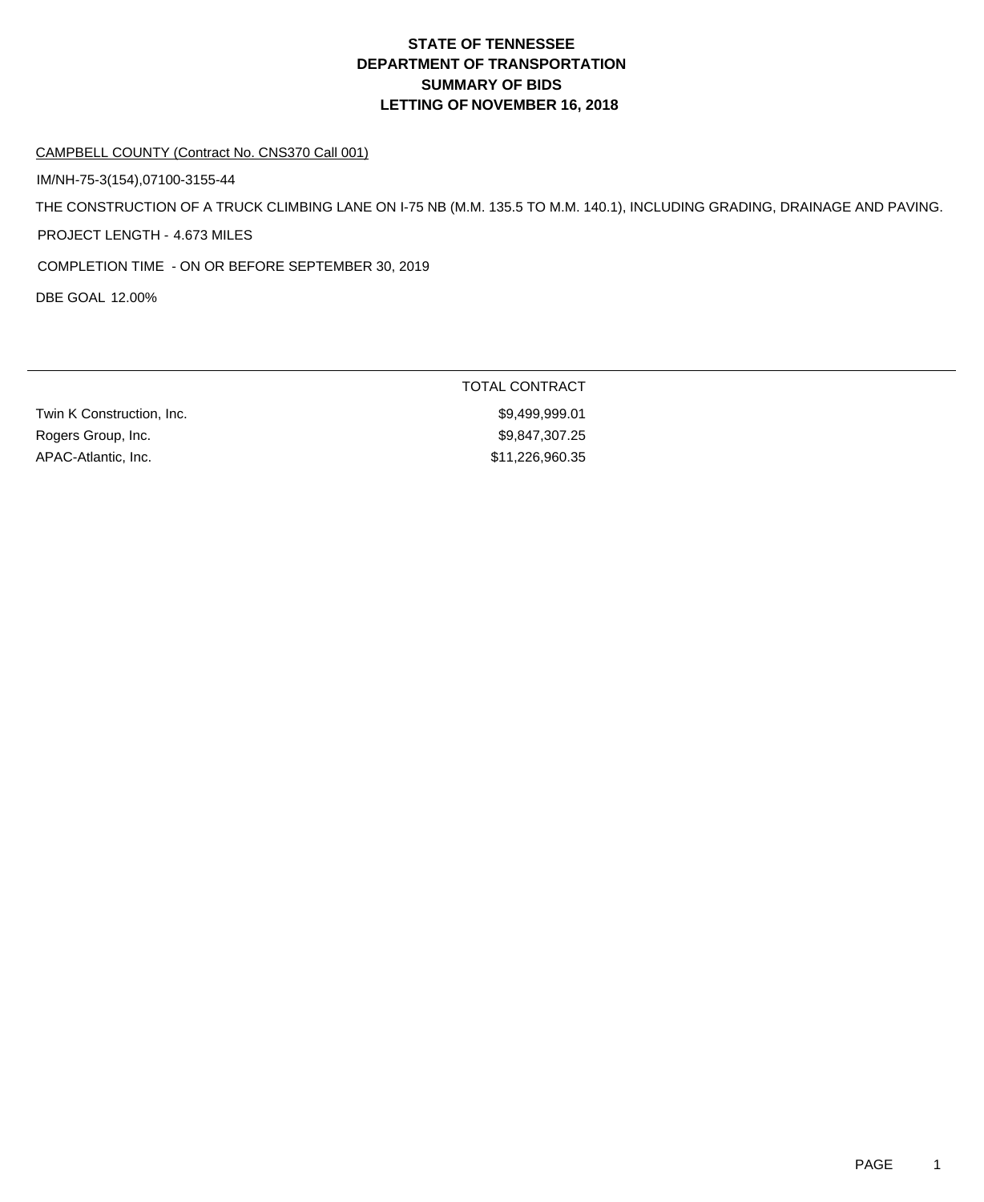# STATE OF TENNESSEE
# DEPARTMENT OF TRANSPORTATION
# SUMMARY OF BIDS
# LETTING OF NOVEMBER 16, 2018

CAMPBELL COUNTY (Contract No. CNS370 Call 001)

IM/NH-75-3(154),07100-3155-44

THE CONSTRUCTION OF A TRUCK CLIMBING LANE ON I-75 NB (M.M. 135.5 TO M.M. 140.1), INCLUDING GRADING, DRAINAGE AND PAVING.

PROJECT LENGTH - 4.673 MILES

COMPLETION TIME - ON OR BEFORE SEPTEMBER 30, 2019

DBE GOAL 12.00%

| | TOTAL CONTRACT |
|---|---|
| Twin K Construction, Inc. | $9,499,999.01 |
| Rogers Group, Inc. | $9,847,307.25 |
| APAC-Atlantic, Inc. | $11,226,960.35 |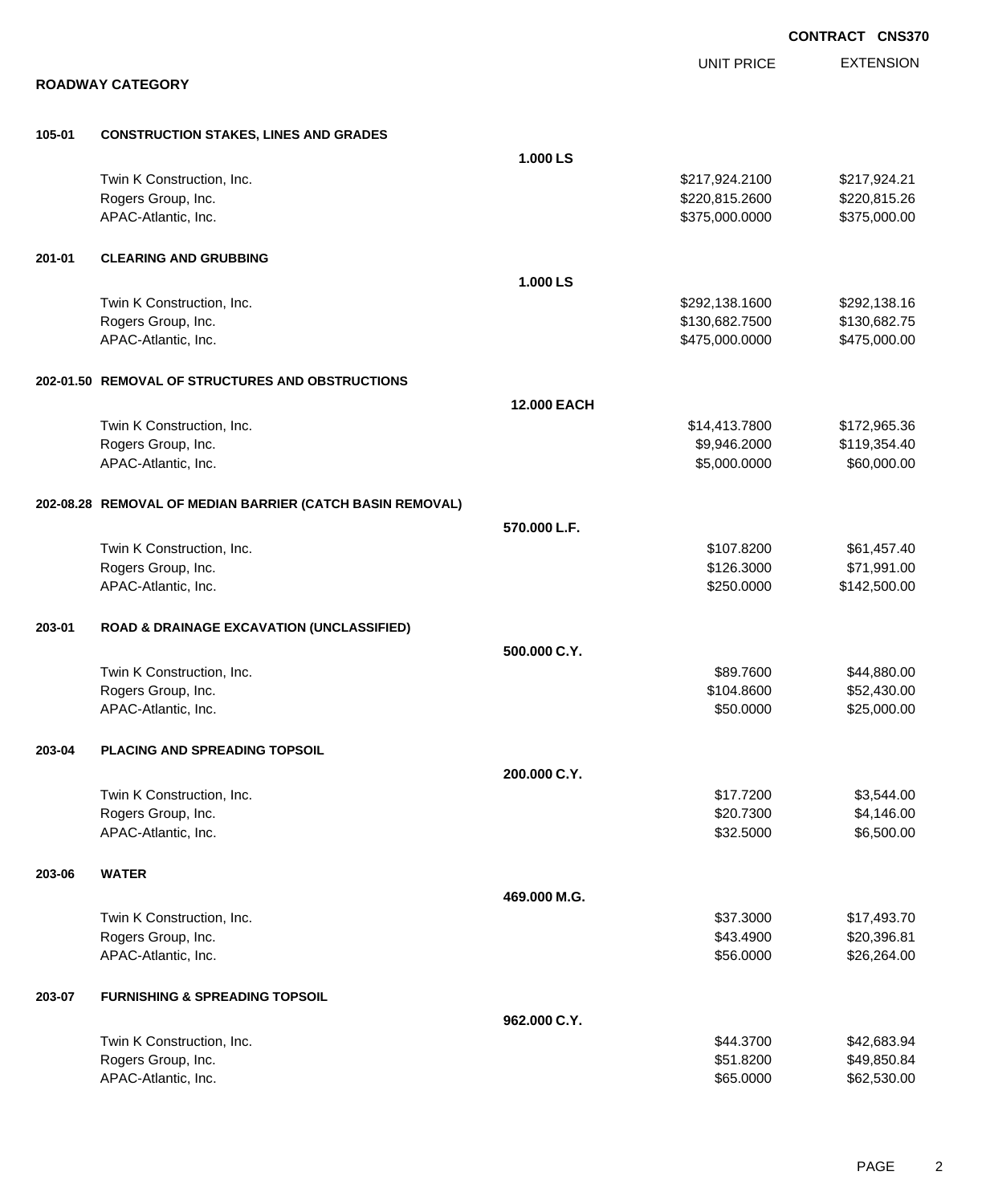**CONTRACT CNS370**

## ROADWAY CATEGORY

| | | | UNIT PRICE | EXTENSION |
|---|---|---|---|---|
| **105-01** | **CONSTRUCTION STAKES, LINES AND GRADES** | | | |
| | | **1.000 LS** | | |
| | Twin K Construction, Inc. | | $217,924.2100 | $217,924.21 |
| | Rogers Group, Inc. | | $220,815.2600 | $220,815.26 |
| | APAC-Atlantic, Inc. | | $375,000.0000 | $375,000.00 |
| **201-01** | **CLEARING AND GRUBBING** | | | |
| | | **1.000 LS** | | |
| | Twin K Construction, Inc. | | $292,138.1600 | $292,138.16 |
| | Rogers Group, Inc. | | $130,682.7500 | $130,682.75 |
| | APAC-Atlantic, Inc. | | $475,000.0000 | $475,000.00 |
| **202-01.50** | **REMOVAL OF STRUCTURES AND OBSTRUCTIONS** | | | |
| | | **12.000 EACH** | | |
| | Twin K Construction, Inc. | | $14,413.7800 | $172,965.36 |
| | Rogers Group, Inc. | | $9,946.2000 | $119,354.40 |
| | APAC-Atlantic, Inc. | | $5,000.0000 | $60,000.00 |
| **202-08.28** | **REMOVAL OF MEDIAN BARRIER (CATCH BASIN REMOVAL)** | | | |
| | | **570.000 L.F.** | | |
| | Twin K Construction, Inc. | | $107.8200 | $61,457.40 |
| | Rogers Group, Inc. | | $126.3000 | $71,991.00 |
| | APAC-Atlantic, Inc. | | $250.0000 | $142,500.00 |
| **203-01** | **ROAD & DRAINAGE EXCAVATION (UNCLASSIFIED)** | | | |
| | | **500.000 C.Y.** | | |
| | Twin K Construction, Inc. | | $89.7600 | $44,880.00 |
| | Rogers Group, Inc. | | $104.8600 | $52,430.00 |
| | APAC-Atlantic, Inc. | | $50.0000 | $25,000.00 |
| **203-04** | **PLACING AND SPREADING TOPSOIL** | | | |
| | | **200.000 C.Y.** | | |
| | Twin K Construction, Inc. | | $17.7200 | $3,544.00 |
| | Rogers Group, Inc. | | $20.7300 | $4,146.00 |
| | APAC-Atlantic, Inc. | | $32.5000 | $6,500.00 |
| **203-06** | **WATER** | | | |
| | | **469.000 M.G.** | | |
| | Twin K Construction, Inc. | | $37.3000 | $17,493.70 |
| | Rogers Group, Inc. | | $43.4900 | $20,396.81 |
| | APAC-Atlantic, Inc. | | $56.0000 | $26,264.00 |
| **203-07** | **FURNISHING & SPREADING TOPSOIL** | | | |
| | | **962.000 C.Y.** | | |
| | Twin K Construction, Inc. | | $44.3700 | $42,683.94 |
| | Rogers Group, Inc. | | $51.8200 | $49,850.84 |
| | APAC-Atlantic, Inc. | | $65.0000 | $62,530.00 |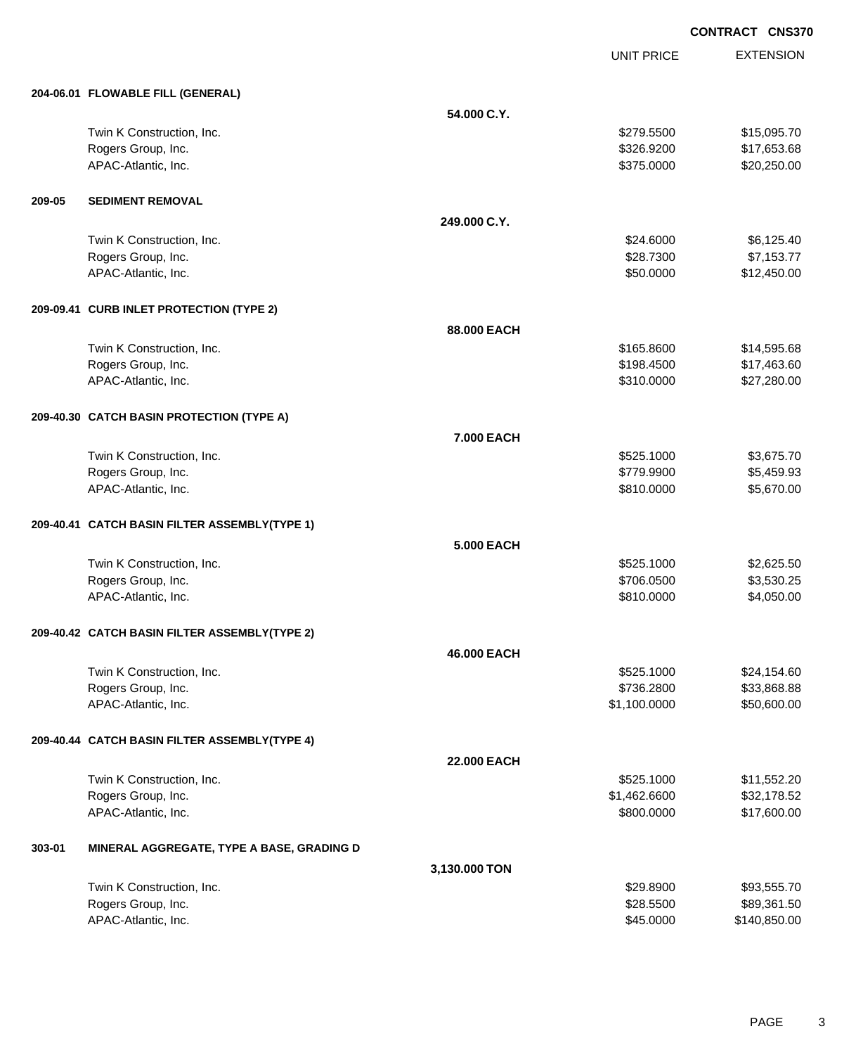**CONTRACT CNS370**

| | | UNIT PRICE | EXTENSION |
|---|---|---|---|
| **204-06.01 FLOWABLE FILL (GENERAL)** | | | |
| | **54.000 C.Y.** | | |
| Twin K Construction, Inc. | | $279.5500 | $15,095.70 |
| Rogers Group, Inc. | | $326.9200 | $17,653.68 |
| APAC-Atlantic, Inc. | | $375.0000 | $20,250.00 |
| **209-05 SEDIMENT REMOVAL** | | | |
| | **249.000 C.Y.** | | |
| Twin K Construction, Inc. | | $24.6000 | $6,125.40 |
| Rogers Group, Inc. | | $28.7300 | $7,153.77 |
| APAC-Atlantic, Inc. | | $50.0000 | $12,450.00 |
| **209-09.41 CURB INLET PROTECTION (TYPE 2)** | | | |
| | **88.000 EACH** | | |
| Twin K Construction, Inc. | | $165.8600 | $14,595.68 |
| Rogers Group, Inc. | | $198.4500 | $17,463.60 |
| APAC-Atlantic, Inc. | | $310.0000 | $27,280.00 |
| **209-40.30 CATCH BASIN PROTECTION (TYPE A)** | | | |
| | **7.000 EACH** | | |
| Twin K Construction, Inc. | | $525.1000 | $3,675.70 |
| Rogers Group, Inc. | | $779.9900 | $5,459.93 |
| APAC-Atlantic, Inc. | | $810.0000 | $5,670.00 |
| **209-40.41 CATCH BASIN FILTER ASSEMBLY(TYPE 1)** | | | |
| | **5.000 EACH** | | |
| Twin K Construction, Inc. | | $525.1000 | $2,625.50 |
| Rogers Group, Inc. | | $706.0500 | $3,530.25 |
| APAC-Atlantic, Inc. | | $810.0000 | $4,050.00 |
| **209-40.42 CATCH BASIN FILTER ASSEMBLY(TYPE 2)** | | | |
| | **46.000 EACH** | | |
| Twin K Construction, Inc. | | $525.1000 | $24,154.60 |
| Rogers Group, Inc. | | $736.2800 | $33,868.88 |
| APAC-Atlantic, Inc. | | $1,100.0000 | $50,600.00 |
| **209-40.44 CATCH BASIN FILTER ASSEMBLY(TYPE 4)** | | | |
| | **22.000 EACH** | | |
| Twin K Construction, Inc. | | $525.1000 | $11,552.20 |
| Rogers Group, Inc. | | $1,462.6600 | $32,178.52 |
| APAC-Atlantic, Inc. | | $800.0000 | $17,600.00 |
| **303-01 MINERAL AGGREGATE, TYPE A BASE, GRADING D** | | | |
| | **3,130.000 TON** | | |
| Twin K Construction, Inc. | | $29.8900 | $93,555.70 |
| Rogers Group, Inc. | | $28.5500 | $89,361.50 |
| APAC-Atlantic, Inc. | | $45.0000 | $140,850.00 |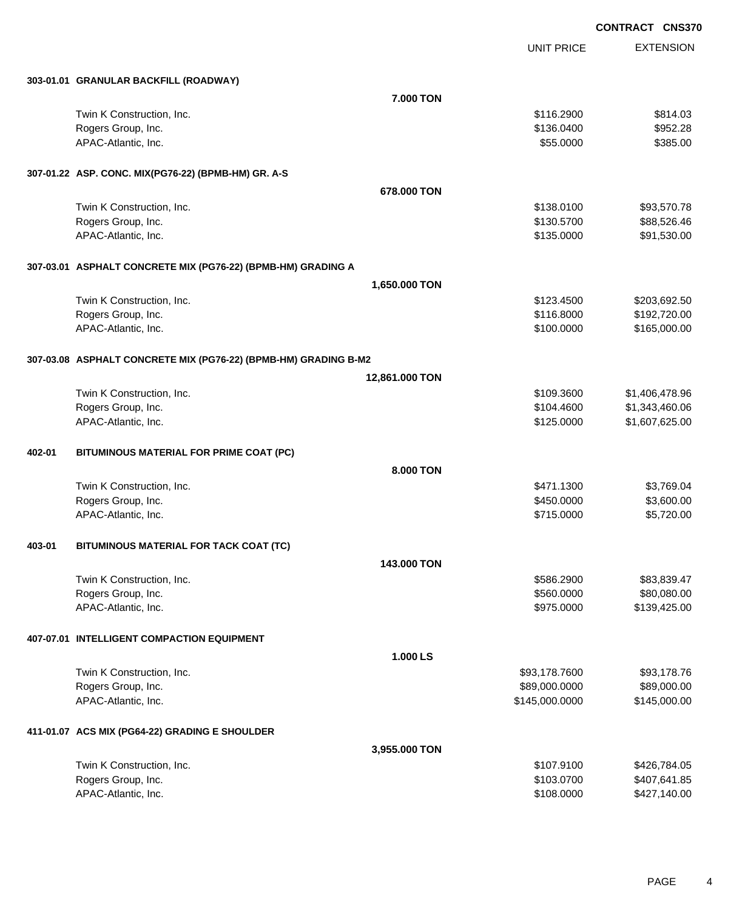**CONTRACT CNS370**

| | UNIT PRICE | EXTENSION |
|---|---|---|
| **303-01.01 GRANULAR BACKFILL (ROADWAY)** | | |
| **7.000 TON** | | |
| Twin K Construction, Inc. | $116.2900 | $814.03 |
| Rogers Group, Inc. | $136.0400 | $952.28 |
| APAC-Atlantic, Inc. | $55.0000 | $385.00 |
| **307-01.22 ASP. CONC. MIX(PG76-22) (BPMB-HM) GR. A-S** | | |
| **678.000 TON** | | |
| Twin K Construction, Inc. | $138.0100 | $93,570.78 |
| Rogers Group, Inc. | $130.5700 | $88,526.46 |
| APAC-Atlantic, Inc. | $135.0000 | $91,530.00 |
| **307-03.01 ASPHALT CONCRETE MIX (PG76-22) (BPMB-HM) GRADING A** | | |
| **1,650.000 TON** | | |
| Twin K Construction, Inc. | $123.4500 | $203,692.50 |
| Rogers Group, Inc. | $116.8000 | $192,720.00 |
| APAC-Atlantic, Inc. | $100.0000 | $165,000.00 |
| **307-03.08 ASPHALT CONCRETE MIX (PG76-22) (BPMB-HM) GRADING B-M2** | | |
| **12,861.000 TON** | | |
| Twin K Construction, Inc. | $109.3600 | $1,406,478.96 |
| Rogers Group, Inc. | $104.4600 | $1,343,460.06 |
| APAC-Atlantic, Inc. | $125.0000 | $1,607,625.00 |
| **402-01 BITUMINOUS MATERIAL FOR PRIME COAT (PC)** | | |
| **8.000 TON** | | |
| Twin K Construction, Inc. | $471.1300 | $3,769.04 |
| Rogers Group, Inc. | $450.0000 | $3,600.00 |
| APAC-Atlantic, Inc. | $715.0000 | $5,720.00 |
| **403-01 BITUMINOUS MATERIAL FOR TACK COAT (TC)** | | |
| **143.000 TON** | | |
| Twin K Construction, Inc. | $586.2900 | $83,839.47 |
| Rogers Group, Inc. | $560.0000 | $80,080.00 |
| APAC-Atlantic, Inc. | $975.0000 | $139,425.00 |
| **407-07.01 INTELLIGENT COMPACTION EQUIPMENT** | | |
| **1.000 LS** | | |
| Twin K Construction, Inc. | $93,178.7600 | $93,178.76 |
| Rogers Group, Inc. | $89,000.0000 | $89,000.00 |
| APAC-Atlantic, Inc. | $145,000.0000 | $145,000.00 |
| **411-01.07 ACS MIX (PG64-22) GRADING E SHOULDER** | | |
| **3,955.000 TON** | | |
| Twin K Construction, Inc. | $107.9100 | $426,784.05 |
| Rogers Group, Inc. | $103.0700 | $407,641.85 |
| APAC-Atlantic, Inc. | $108.0000 | $427,140.00 |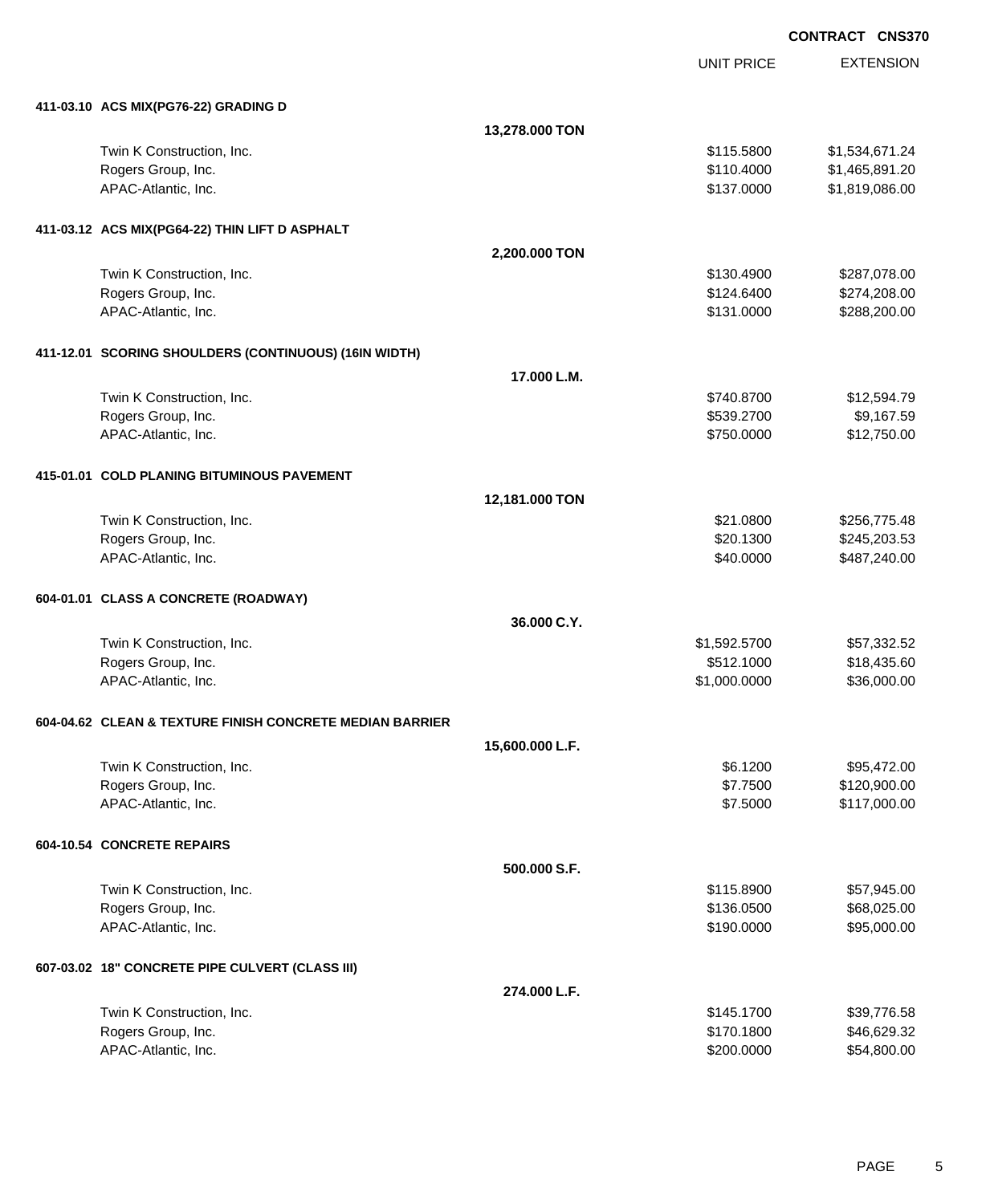**CONTRACT CNS370**

| | | UNIT PRICE | EXTENSION |
|---|---|---|---|
| **411-03.10 ACS MIX(PG76-22) GRADING D** | | | |
| | **13,278.000 TON** | | |
| Twin K Construction, Inc. | | \$115.5800 | \$1,534,671.24 |
| Rogers Group, Inc. | | \$110.4000 | \$1,465,891.20 |
| APAC-Atlantic, Inc. | | \$137.0000 | \$1,819,086.00 |
| **411-03.12 ACS MIX(PG64-22) THIN LIFT D ASPHALT** | | | |
| | **2,200.000 TON** | | |
| Twin K Construction, Inc. | | \$130.4900 | \$287,078.00 |
| Rogers Group, Inc. | | \$124.6400 | \$274,208.00 |
| APAC-Atlantic, Inc. | | \$131.0000 | \$288,200.00 |
| **411-12.01 SCORING SHOULDERS (CONTINUOUS) (16IN WIDTH)** | | | |
| | **17.000 L.M.** | | |
| Twin K Construction, Inc. | | \$740.8700 | \$12,594.79 |
| Rogers Group, Inc. | | \$539.2700 | \$9,167.59 |
| APAC-Atlantic, Inc. | | \$750.0000 | \$12,750.00 |
| **415-01.01 COLD PLANING BITUMINOUS PAVEMENT** | | | |
| | **12,181.000 TON** | | |
| Twin K Construction, Inc. | | \$21.0800 | \$256,775.48 |
| Rogers Group, Inc. | | \$20.1300 | \$245,203.53 |
| APAC-Atlantic, Inc. | | \$40.0000 | \$487,240.00 |
| **604-01.01 CLASS A CONCRETE (ROADWAY)** | | | |
| | **36.000 C.Y.** | | |
| Twin K Construction, Inc. | | \$1,592.5700 | \$57,332.52 |
| Rogers Group, Inc. | | \$512.1000 | \$18,435.60 |
| APAC-Atlantic, Inc. | | \$1,000.0000 | \$36,000.00 |
| **604-04.62 CLEAN & TEXTURE FINISH CONCRETE MEDIAN BARRIER** | | | |
| | **15,600.000 L.F.** | | |
| Twin K Construction, Inc. | | \$6.1200 | \$95,472.00 |
| Rogers Group, Inc. | | \$7.7500 | \$120,900.00 |
| APAC-Atlantic, Inc. | | \$7.5000 | \$117,000.00 |
| **604-10.54 CONCRETE REPAIRS** | | | |
| | **500.000 S.F.** | | |
| Twin K Construction, Inc. | | \$115.8900 | \$57,945.00 |
| Rogers Group, Inc. | | \$136.0500 | \$68,025.00 |
| APAC-Atlantic, Inc. | | \$190.0000 | \$95,000.00 |
| **607-03.02 18" CONCRETE PIPE CULVERT (CLASS III)** | | | |
| | **274.000 L.F.** | | |
| Twin K Construction, Inc. | | \$145.1700 | \$39,776.58 |
| Rogers Group, Inc. | | \$170.1800 | \$46,629.32 |
| APAC-Atlantic, Inc. | | \$200.0000 | \$54,800.00 |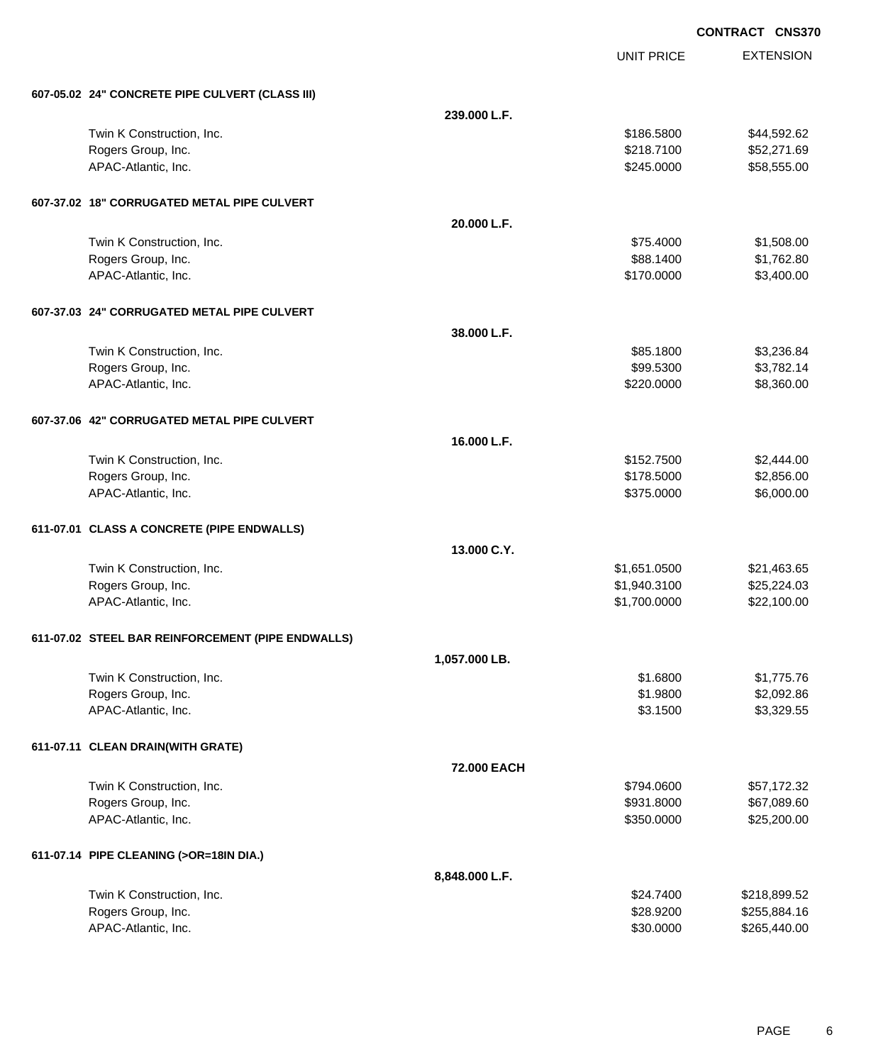**CONTRACT CNS370**

| | | UNIT PRICE | EXTENSION |
|---|---|---|---|
| **607-05.02 24" CONCRETE PIPE CULVERT (CLASS III)** | | | |
| | **239.000 L.F.** | | |
| Twin K Construction, Inc. | | $186.5800 | $44,592.62 |
| Rogers Group, Inc. | | $218.7100 | $52,271.69 |
| APAC-Atlantic, Inc. | | $245.0000 | $58,555.00 |
| **607-37.02 18" CORRUGATED METAL PIPE CULVERT** | | | |
| | **20.000 L.F.** | | |
| Twin K Construction, Inc. | | $75.4000 | $1,508.00 |
| Rogers Group, Inc. | | $88.1400 | $1,762.80 |
| APAC-Atlantic, Inc. | | $170.0000 | $3,400.00 |
| **607-37.03 24" CORRUGATED METAL PIPE CULVERT** | | | |
| | **38.000 L.F.** | | |
| Twin K Construction, Inc. | | $85.1800 | $3,236.84 |
| Rogers Group, Inc. | | $99.5300 | $3,782.14 |
| APAC-Atlantic, Inc. | | $220.0000 | $8,360.00 |
| **607-37.06 42" CORRUGATED METAL PIPE CULVERT** | | | |
| | **16.000 L.F.** | | |
| Twin K Construction, Inc. | | $152.7500 | $2,444.00 |
| Rogers Group, Inc. | | $178.5000 | $2,856.00 |
| APAC-Atlantic, Inc. | | $375.0000 | $6,000.00 |
| **611-07.01 CLASS A CONCRETE (PIPE ENDWALLS)** | | | |
| | **13.000 C.Y.** | | |
| Twin K Construction, Inc. | | $1,651.0500 | $21,463.65 |
| Rogers Group, Inc. | | $1,940.3100 | $25,224.03 |
| APAC-Atlantic, Inc. | | $1,700.0000 | $22,100.00 |
| **611-07.02 STEEL BAR REINFORCEMENT (PIPE ENDWALLS)** | | | |
| | **1,057.000 LB.** | | |
| Twin K Construction, Inc. | | $1.6800 | $1,775.76 |
| Rogers Group, Inc. | | $1.9800 | $2,092.86 |
| APAC-Atlantic, Inc. | | $3.1500 | $3,329.55 |
| **611-07.11 CLEAN DRAIN(WITH GRATE)** | | | |
| | **72.000 EACH** | | |
| Twin K Construction, Inc. | | $794.0600 | $57,172.32 |
| Rogers Group, Inc. | | $931.8000 | $67,089.60 |
| APAC-Atlantic, Inc. | | $350.0000 | $25,200.00 |
| **611-07.14 PIPE CLEANING (>OR=18IN DIA.)** | | | |
| | **8,848.000 L.F.** | | |
| Twin K Construction, Inc. | | $24.7400 | $218,899.52 |
| Rogers Group, Inc. | | $28.9200 | $255,884.16 |
| APAC-Atlantic, Inc. | | $30.0000 | $265,440.00 |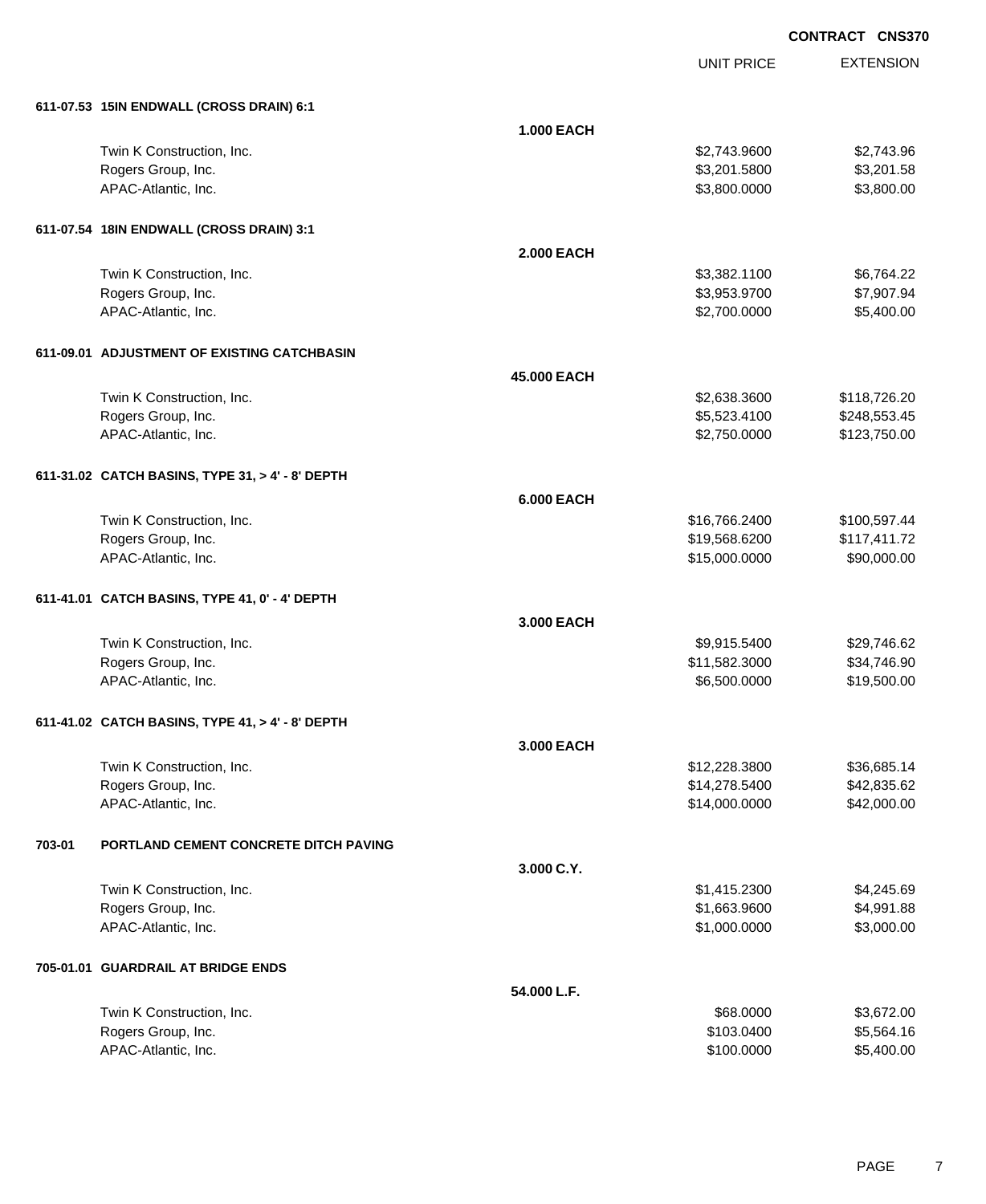**CONTRACT CNS370**

| | | UNIT PRICE | EXTENSION |
|---|---|---|---|
| **611-07.53 15IN ENDWALL (CROSS DRAIN) 6:1** | | | |
| | **1.000 EACH** | | |
| Twin K Construction, Inc. | | $2,743.9600 | $2,743.96 |
| Rogers Group, Inc. | | $3,201.5800 | $3,201.58 |
| APAC-Atlantic, Inc. | | $3,800.0000 | $3,800.00 |
| **611-07.54 18IN ENDWALL (CROSS DRAIN) 3:1** | | | |
| | **2.000 EACH** | | |
| Twin K Construction, Inc. | | $3,382.1100 | $6,764.22 |
| Rogers Group, Inc. | | $3,953.9700 | $7,907.94 |
| APAC-Atlantic, Inc. | | $2,700.0000 | $5,400.00 |
| **611-09.01 ADJUSTMENT OF EXISTING CATCHBASIN** | | | |
| | **45.000 EACH** | | |
| Twin K Construction, Inc. | | $2,638.3600 | $118,726.20 |
| Rogers Group, Inc. | | $5,523.4100 | $248,553.45 |
| APAC-Atlantic, Inc. | | $2,750.0000 | $123,750.00 |
| **611-31.02 CATCH BASINS, TYPE 31, > 4' - 8' DEPTH** | | | |
| | **6.000 EACH** | | |
| Twin K Construction, Inc. | | $16,766.2400 | $100,597.44 |
| Rogers Group, Inc. | | $19,568.6200 | $117,411.72 |
| APAC-Atlantic, Inc. | | $15,000.0000 | $90,000.00 |
| **611-41.01 CATCH BASINS, TYPE 41, 0' - 4' DEPTH** | | | |
| | **3.000 EACH** | | |
| Twin K Construction, Inc. | | $9,915.5400 | $29,746.62 |
| Rogers Group, Inc. | | $11,582.3000 | $34,746.90 |
| APAC-Atlantic, Inc. | | $6,500.0000 | $19,500.00 |
| **611-41.02 CATCH BASINS, TYPE 41, > 4' - 8' DEPTH** | | | |
| | **3.000 EACH** | | |
| Twin K Construction, Inc. | | $12,228.3800 | $36,685.14 |
| Rogers Group, Inc. | | $14,278.5400 | $42,835.62 |
| APAC-Atlantic, Inc. | | $14,000.0000 | $42,000.00 |
| **703-01 PORTLAND CEMENT CONCRETE DITCH PAVING** | | | |
| | **3.000 C.Y.** | | |
| Twin K Construction, Inc. | | $1,415.2300 | $4,245.69 |
| Rogers Group, Inc. | | $1,663.9600 | $4,991.88 |
| APAC-Atlantic, Inc. | | $1,000.0000 | $3,000.00 |
| **705-01.01 GUARDRAIL AT BRIDGE ENDS** | | | |
| | **54.000 L.F.** | | |
| Twin K Construction, Inc. | | $68.0000 | $3,672.00 |
| Rogers Group, Inc. | | $103.0400 | $5,564.16 |
| APAC-Atlantic, Inc. | | $100.0000 | $5,400.00 |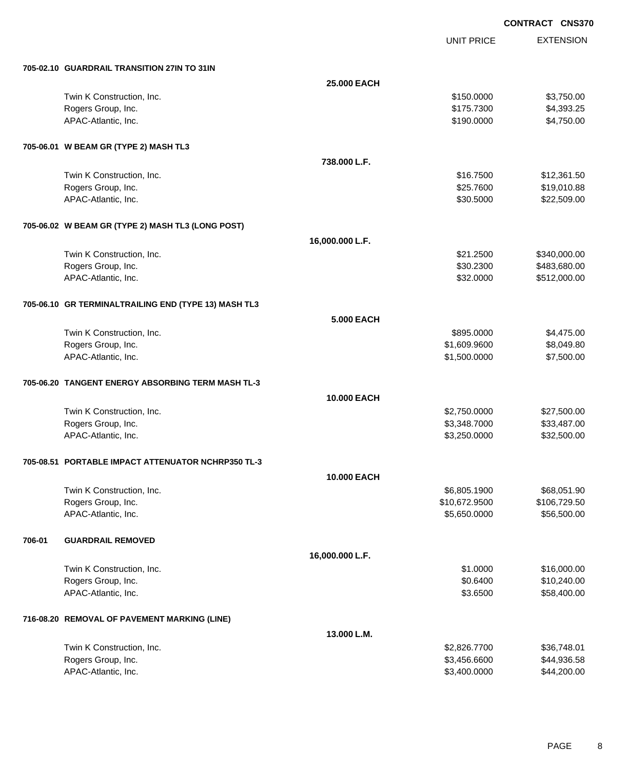**CONTRACT CNS370**

| | | UNIT PRICE | EXTENSION |
|---|---|---|---|
| **705-02.10 GUARDRAIL TRANSITION 27IN TO 31IN** | | | |
| | **25.000 EACH** | | |
| Twin K Construction, Inc. | | $150.0000 | $3,750.00 |
| Rogers Group, Inc. | | $175.7300 | $4,393.25 |
| APAC-Atlantic, Inc. | | $190.0000 | $4,750.00 |
| **705-06.01 W BEAM GR (TYPE 2) MASH TL3** | | | |
| | **738.000 L.F.** | | |
| Twin K Construction, Inc. | | $16.7500 | $12,361.50 |
| Rogers Group, Inc. | | $25.7600 | $19,010.88 |
| APAC-Atlantic, Inc. | | $30.5000 | $22,509.00 |
| **705-06.02 W BEAM GR (TYPE 2) MASH TL3 (LONG POST)** | | | |
| | **16,000.000 L.F.** | | |
| Twin K Construction, Inc. | | $21.2500 | $340,000.00 |
| Rogers Group, Inc. | | $30.2300 | $483,680.00 |
| APAC-Atlantic, Inc. | | $32.0000 | $512,000.00 |
| **705-06.10 GR TERMINALTRAILING END (TYPE 13) MASH TL3** | | | |
| | **5.000 EACH** | | |
| Twin K Construction, Inc. | | $895.0000 | $4,475.00 |
| Rogers Group, Inc. | | $1,609.9600 | $8,049.80 |
| APAC-Atlantic, Inc. | | $1,500.0000 | $7,500.00 |
| **705-06.20 TANGENT ENERGY ABSORBING TERM MASH TL-3** | | | |
| | **10.000 EACH** | | |
| Twin K Construction, Inc. | | $2,750.0000 | $27,500.00 |
| Rogers Group, Inc. | | $3,348.7000 | $33,487.00 |
| APAC-Atlantic, Inc. | | $3,250.0000 | $32,500.00 |
| **705-08.51 PORTABLE IMPACT ATTENUATOR NCHRP350 TL-3** | | | |
| | **10.000 EACH** | | |
| Twin K Construction, Inc. | | $6,805.1900 | $68,051.90 |
| Rogers Group, Inc. | | $10,672.9500 | $106,729.50 |
| APAC-Atlantic, Inc. | | $5,650.0000 | $56,500.00 |
| **706-01 GUARDRAIL REMOVED** | | | |
| | **16,000.000 L.F.** | | |
| Twin K Construction, Inc. | | $1.0000 | $16,000.00 |
| Rogers Group, Inc. | | $0.6400 | $10,240.00 |
| APAC-Atlantic, Inc. | | $3.6500 | $58,400.00 |
| **716-08.20 REMOVAL OF PAVEMENT MARKING (LINE)** | | | |
| | **13.000 L.M.** | | |
| Twin K Construction, Inc. | | $2,826.7700 | $36,748.01 |
| Rogers Group, Inc. | | $3,456.6600 | $44,936.58 |
| APAC-Atlantic, Inc. | | $3,400.0000 | $44,200.00 |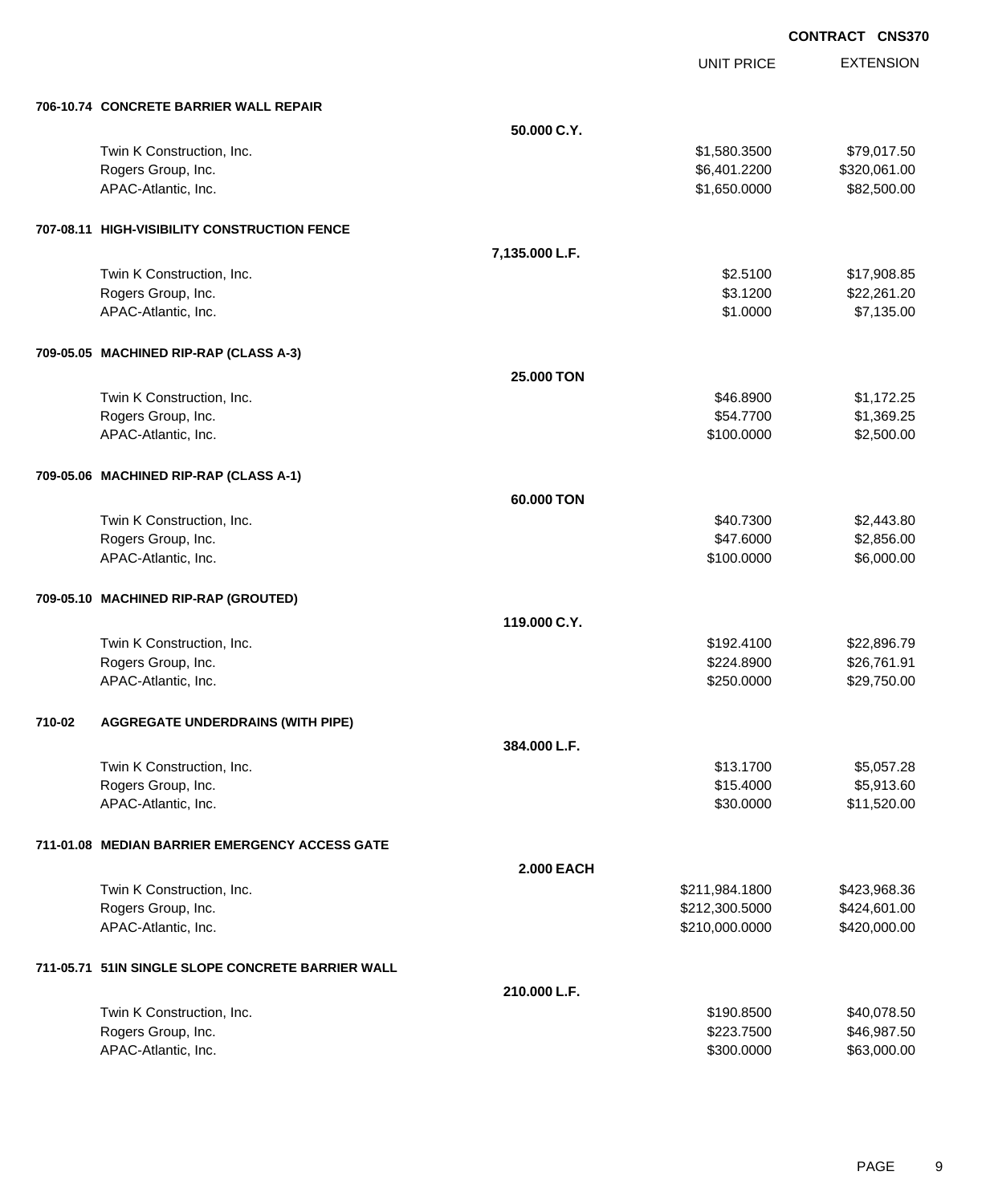CONTRACT CNS370

| | | UNIT PRICE | EXTENSION |
|---|---|---|---|
| **706-10.74 CONCRETE BARRIER WALL REPAIR** | | | |
| | **50.000 C.Y.** | | |
| Twin K Construction, Inc. | | $1,580.3500 | $79,017.50 |
| Rogers Group, Inc. | | $6,401.2200 | $320,061.00 |
| APAC-Atlantic, Inc. | | $1,650.0000 | $82,500.00 |
| **707-08.11 HIGH-VISIBILITY CONSTRUCTION FENCE** | | | |
| | **7,135.000 L.F.** | | |
| Twin K Construction, Inc. | | $2.5100 | $17,908.85 |
| Rogers Group, Inc. | | $3.1200 | $22,261.20 |
| APAC-Atlantic, Inc. | | $1.0000 | $7,135.00 |
| **709-05.05 MACHINED RIP-RAP (CLASS A-3)** | | | |
| | **25.000 TON** | | |
| Twin K Construction, Inc. | | $46.8900 | $1,172.25 |
| Rogers Group, Inc. | | $54.7700 | $1,369.25 |
| APAC-Atlantic, Inc. | | $100.0000 | $2,500.00 |
| **709-05.06 MACHINED RIP-RAP (CLASS A-1)** | | | |
| | **60.000 TON** | | |
| Twin K Construction, Inc. | | $40.7300 | $2,443.80 |
| Rogers Group, Inc. | | $47.6000 | $2,856.00 |
| APAC-Atlantic, Inc. | | $100.0000 | $6,000.00 |
| **709-05.10 MACHINED RIP-RAP (GROUTED)** | | | |
| | **119.000 C.Y.** | | |
| Twin K Construction, Inc. | | $192.4100 | $22,896.79 |
| Rogers Group, Inc. | | $224.8900 | $26,761.91 |
| APAC-Atlantic, Inc. | | $250.0000 | $29,750.00 |
| **710-02 AGGREGATE UNDERDRAINS (WITH PIPE)** | | | |
| | **384.000 L.F.** | | |
| Twin K Construction, Inc. | | $13.1700 | $5,057.28 |
| Rogers Group, Inc. | | $15.4000 | $5,913.60 |
| APAC-Atlantic, Inc. | | $30.0000 | $11,520.00 |
| **711-01.08 MEDIAN BARRIER EMERGENCY ACCESS GATE** | | | |
| | **2.000 EACH** | | |
| Twin K Construction, Inc. | | $211,984.1800 | $423,968.36 |
| Rogers Group, Inc. | | $212,300.5000 | $424,601.00 |
| APAC-Atlantic, Inc. | | $210,000.0000 | $420,000.00 |
| **711-05.71 51IN SINGLE SLOPE CONCRETE BARRIER WALL** | | | |
| | **210.000 L.F.** | | |
| Twin K Construction, Inc. | | $190.8500 | $40,078.50 |
| Rogers Group, Inc. | | $223.7500 | $46,987.50 |
| APAC-Atlantic, Inc. | | $300.0000 | $63,000.00 |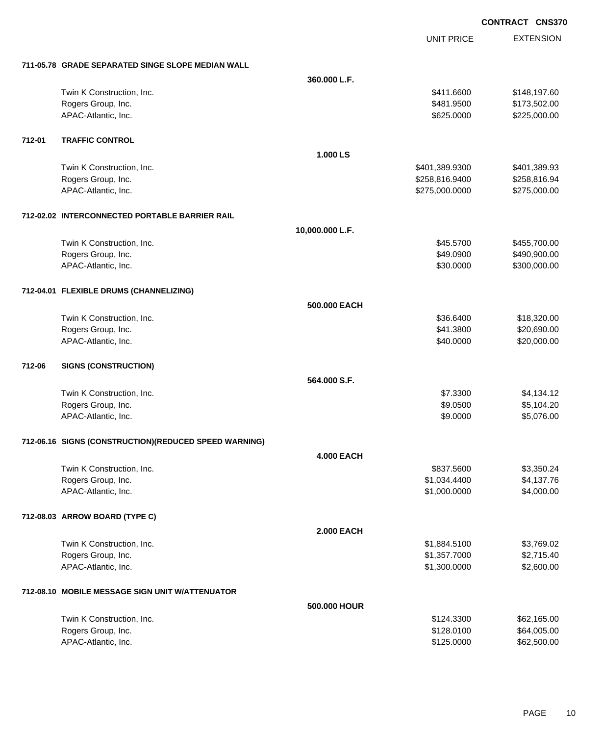**CONTRACT CNS370**

| | | UNIT PRICE | EXTENSION |
|---|---|---|---|
| **711-05.78 GRADE SEPARATED SINGE SLOPE MEDIAN WALL** | | | |
| | **360.000 L.F.** | | |
| Twin K Construction, Inc. | | $411.6600 | $148,197.60 |
| Rogers Group, Inc. | | $481.9500 | $173,502.00 |
| APAC-Atlantic, Inc. | | $625.0000 | $225,000.00 |
| **712-01 TRAFFIC CONTROL** | | | |
| | **1.000 LS** | | |
| Twin K Construction, Inc. | | $401,389.9300 | $401,389.93 |
| Rogers Group, Inc. | | $258,816.9400 | $258,816.94 |
| APAC-Atlantic, Inc. | | $275,000.0000 | $275,000.00 |
| **712-02.02 INTERCONNECTED PORTABLE BARRIER RAIL** | | | |
| | **10,000.000 L.F.** | | |
| Twin K Construction, Inc. | | $45.5700 | $455,700.00 |
| Rogers Group, Inc. | | $49.0900 | $490,900.00 |
| APAC-Atlantic, Inc. | | $30.0000 | $300,000.00 |
| **712-04.01 FLEXIBLE DRUMS (CHANNELIZING)** | | | |
| | **500.000 EACH** | | |
| Twin K Construction, Inc. | | $36.6400 | $18,320.00 |
| Rogers Group, Inc. | | $41.3800 | $20,690.00 |
| APAC-Atlantic, Inc. | | $40.0000 | $20,000.00 |
| **712-06 SIGNS (CONSTRUCTION)** | | | |
| | **564.000 S.F.** | | |
| Twin K Construction, Inc. | | $7.3300 | $4,134.12 |
| Rogers Group, Inc. | | $9.0500 | $5,104.20 |
| APAC-Atlantic, Inc. | | $9.0000 | $5,076.00 |
| **712-06.16 SIGNS (CONSTRUCTION)(REDUCED SPEED WARNING)** | | | |
| | **4.000 EACH** | | |
| Twin K Construction, Inc. | | $837.5600 | $3,350.24 |
| Rogers Group, Inc. | | $1,034.4400 | $4,137.76 |
| APAC-Atlantic, Inc. | | $1,000.0000 | $4,000.00 |
| **712-08.03 ARROW BOARD (TYPE C)** | | | |
| | **2.000 EACH** | | |
| Twin K Construction, Inc. | | $1,884.5100 | $3,769.02 |
| Rogers Group, Inc. | | $1,357.7000 | $2,715.40 |
| APAC-Atlantic, Inc. | | $1,300.0000 | $2,600.00 |
| **712-08.10 MOBILE MESSAGE SIGN UNIT W/ATTENUATOR** | | | |
| | **500.000 HOUR** | | |
| Twin K Construction, Inc. | | $124.3300 | $62,165.00 |
| Rogers Group, Inc. | | $128.0100 | $64,005.00 |
| APAC-Atlantic, Inc. | | $125.0000 | $62,500.00 |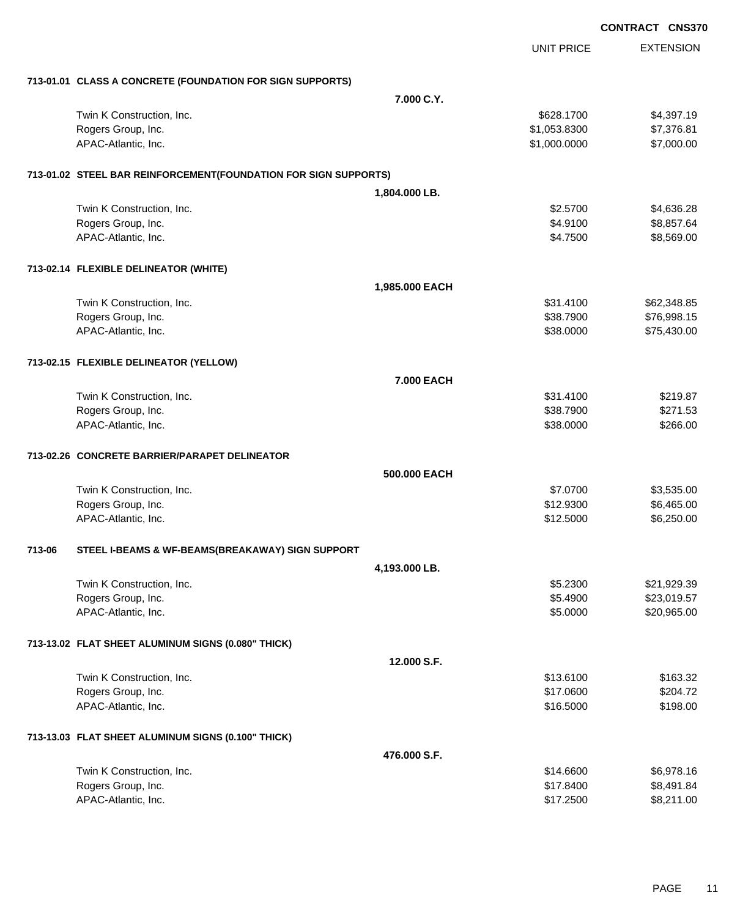**CONTRACT CNS370**

| | UNIT PRICE | EXTENSION |
|---|---|---|
| **713-01.01 CLASS A CONCRETE (FOUNDATION FOR SIGN SUPPORTS)** | | |
| **7.000 C.Y.** | | |
| Twin K Construction, Inc. | $628.1700 | $4,397.19 |
| Rogers Group, Inc. | $1,053.8300 | $7,376.81 |
| APAC-Atlantic, Inc. | $1,000.0000 | $7,000.00 |
| **713-01.02 STEEL BAR REINFORCEMENT(FOUNDATION FOR SIGN SUPPORTS)** | | |
| **1,804.000 LB.** | | |
| Twin K Construction, Inc. | $2.5700 | $4,636.28 |
| Rogers Group, Inc. | $4.9100 | $8,857.64 |
| APAC-Atlantic, Inc. | $4.7500 | $8,569.00 |
| **713-02.14 FLEXIBLE DELINEATOR (WHITE)** | | |
| **1,985.000 EACH** | | |
| Twin K Construction, Inc. | $31.4100 | $62,348.85 |
| Rogers Group, Inc. | $38.7900 | $76,998.15 |
| APAC-Atlantic, Inc. | $38.0000 | $75,430.00 |
| **713-02.15 FLEXIBLE DELINEATOR (YELLOW)** | | |
| **7.000 EACH** | | |
| Twin K Construction, Inc. | $31.4100 | $219.87 |
| Rogers Group, Inc. | $38.7900 | $271.53 |
| APAC-Atlantic, Inc. | $38.0000 | $266.00 |
| **713-02.26 CONCRETE BARRIER/PARAPET DELINEATOR** | | |
| **500.000 EACH** | | |
| Twin K Construction, Inc. | $7.0700 | $3,535.00 |
| Rogers Group, Inc. | $12.9300 | $6,465.00 |
| APAC-Atlantic, Inc. | $12.5000 | $6,250.00 |
| **713-06 STEEL I-BEAMS & WF-BEAMS(BREAKAWAY) SIGN SUPPORT** | | |
| **4,193.000 LB.** | | |
| Twin K Construction, Inc. | $5.2300 | $21,929.39 |
| Rogers Group, Inc. | $5.4900 | $23,019.57 |
| APAC-Atlantic, Inc. | $5.0000 | $20,965.00 |
| **713-13.02 FLAT SHEET ALUMINUM SIGNS (0.080" THICK)** | | |
| **12.000 S.F.** | | |
| Twin K Construction, Inc. | $13.6100 | $163.32 |
| Rogers Group, Inc. | $17.0600 | $204.72 |
| APAC-Atlantic, Inc. | $16.5000 | $198.00 |
| **713-13.03 FLAT SHEET ALUMINUM SIGNS (0.100" THICK)** | | |
| **476.000 S.F.** | | |
| Twin K Construction, Inc. | $14.6600 | $6,978.16 |
| Rogers Group, Inc. | $17.8400 | $8,491.84 |
| APAC-Atlantic, Inc. | $17.2500 | $8,211.00 |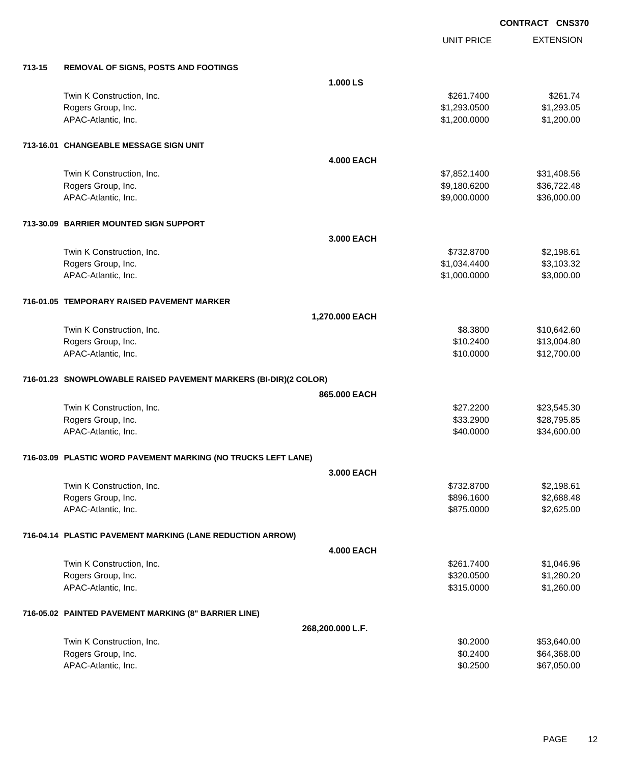**CONTRACT CNS370**

| | | UNIT PRICE | EXTENSION |
|---|---|---|---|
| **713-15** | **REMOVAL OF SIGNS, POSTS AND FOOTINGS** | | |
| | **1.000 LS** | | |
| | Twin K Construction, Inc. | $261.7400 | $261.74 |
| | Rogers Group, Inc. | $1,293.0500 | $1,293.05 |
| | APAC-Atlantic, Inc. | $1,200.0000 | $1,200.00 |
| **713-16.01** | **CHANGEABLE MESSAGE SIGN UNIT** | | |
| | **4.000 EACH** | | |
| | Twin K Construction, Inc. | $7,852.1400 | $31,408.56 |
| | Rogers Group, Inc. | $9,180.6200 | $36,722.48 |
| | APAC-Atlantic, Inc. | $9,000.0000 | $36,000.00 |
| **713-30.09** | **BARRIER MOUNTED SIGN SUPPORT** | | |
| | **3.000 EACH** | | |
| | Twin K Construction, Inc. | $732.8700 | $2,198.61 |
| | Rogers Group, Inc. | $1,034.4400 | $3,103.32 |
| | APAC-Atlantic, Inc. | $1,000.0000 | $3,000.00 |
| **716-01.05** | **TEMPORARY RAISED PAVEMENT MARKER** | | |
| | **1,270.000 EACH** | | |
| | Twin K Construction, Inc. | $8.3800 | $10,642.60 |
| | Rogers Group, Inc. | $10.2400 | $13,004.80 |
| | APAC-Atlantic, Inc. | $10.0000 | $12,700.00 |
| **716-01.23** | **SNOWPLOWABLE RAISED PAVEMENT MARKERS (BI-DIR)(2 COLOR)** | | |
| | **865.000 EACH** | | |
| | Twin K Construction, Inc. | $27.2200 | $23,545.30 |
| | Rogers Group, Inc. | $33.2900 | $28,795.85 |
| | APAC-Atlantic, Inc. | $40.0000 | $34,600.00 |
| **716-03.09** | **PLASTIC WORD PAVEMENT MARKING (NO TRUCKS LEFT LANE)** | | |
| | **3.000 EACH** | | |
| | Twin K Construction, Inc. | $732.8700 | $2,198.61 |
| | Rogers Group, Inc. | $896.1600 | $2,688.48 |
| | APAC-Atlantic, Inc. | $875.0000 | $2,625.00 |
| **716-04.14** | **PLASTIC PAVEMENT MARKING (LANE REDUCTION ARROW)** | | |
| | **4.000 EACH** | | |
| | Twin K Construction, Inc. | $261.7400 | $1,046.96 |
| | Rogers Group, Inc. | $320.0500 | $1,280.20 |
| | APAC-Atlantic, Inc. | $315.0000 | $1,260.00 |
| **716-05.02** | **PAINTED PAVEMENT MARKING (8" BARRIER LINE)** | | |
| | **268,200.000 L.F.** | | |
| | Twin K Construction, Inc. | $0.2000 | $53,640.00 |
| | Rogers Group, Inc. | $0.2400 | $64,368.00 |
| | APAC-Atlantic, Inc. | $0.2500 | $67,050.00 |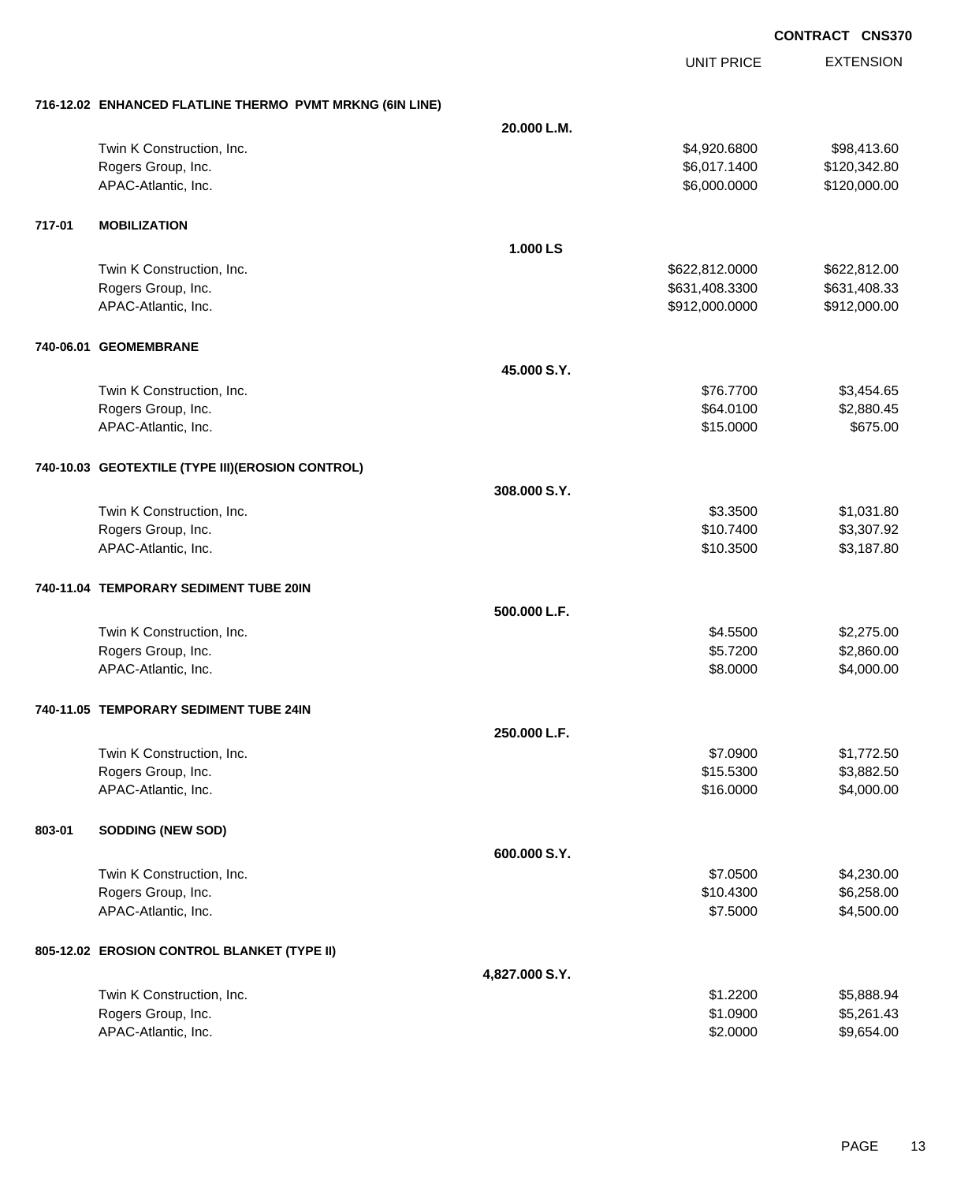**CONTRACT CNS370**

| | | | UNIT PRICE | EXTENSION |
|---|---|---|---|---|
| **716-12.02** | **ENHANCED FLATLINE THERMO PVMT MRKNG (6IN LINE)** | | | |
| | | **20.000 L.M.** | | |
| | Twin K Construction, Inc. | | $4,920.6800 | $98,413.60 |
| | Rogers Group, Inc. | | $6,017.1400 | $120,342.80 |
| | APAC-Atlantic, Inc. | | $6,000.0000 | $120,000.00 |
| **717-01** | **MOBILIZATION** | | | |
| | | **1.000 LS** | | |
| | Twin K Construction, Inc. | | $622,812.0000 | $622,812.00 |
| | Rogers Group, Inc. | | $631,408.3300 | $631,408.33 |
| | APAC-Atlantic, Inc. | | $912,000.0000 | $912,000.00 |
| **740-06.01** | **GEOMEMBRANE** | | | |
| | | **45.000 S.Y.** | | |
| | Twin K Construction, Inc. | | $76.7700 | $3,454.65 |
| | Rogers Group, Inc. | | $64.0100 | $2,880.45 |
| | APAC-Atlantic, Inc. | | $15.0000 | $675.00 |
| **740-10.03** | **GEOTEXTILE (TYPE III)(EROSION CONTROL)** | | | |
| | | **308.000 S.Y.** | | |
| | Twin K Construction, Inc. | | $3.3500 | $1,031.80 |
| | Rogers Group, Inc. | | $10.7400 | $3,307.92 |
| | APAC-Atlantic, Inc. | | $10.3500 | $3,187.80 |
| **740-11.04** | **TEMPORARY SEDIMENT TUBE 20IN** | | | |
| | | **500.000 L.F.** | | |
| | Twin K Construction, Inc. | | $4.5500 | $2,275.00 |
| | Rogers Group, Inc. | | $5.7200 | $2,860.00 |
| | APAC-Atlantic, Inc. | | $8.0000 | $4,000.00 |
| **740-11.05** | **TEMPORARY SEDIMENT TUBE 24IN** | | | |
| | | **250.000 L.F.** | | |
| | Twin K Construction, Inc. | | $7.0900 | $1,772.50 |
| | Rogers Group, Inc. | | $15.5300 | $3,882.50 |
| | APAC-Atlantic, Inc. | | $16.0000 | $4,000.00 |
| **803-01** | **SODDING (NEW SOD)** | | | |
| | | **600.000 S.Y.** | | |
| | Twin K Construction, Inc. | | $7.0500 | $4,230.00 |
| | Rogers Group, Inc. | | $10.4300 | $6,258.00 |
| | APAC-Atlantic, Inc. | | $7.5000 | $4,500.00 |
| **805-12.02** | **EROSION CONTROL BLANKET (TYPE II)** | | | |
| | | **4,827.000 S.Y.** | | |
| | Twin K Construction, Inc. | | $1.2200 | $5,888.94 |
| | Rogers Group, Inc. | | $1.0900 | $5,261.43 |
| | APAC-Atlantic, Inc. | | $2.0000 | $9,654.00 |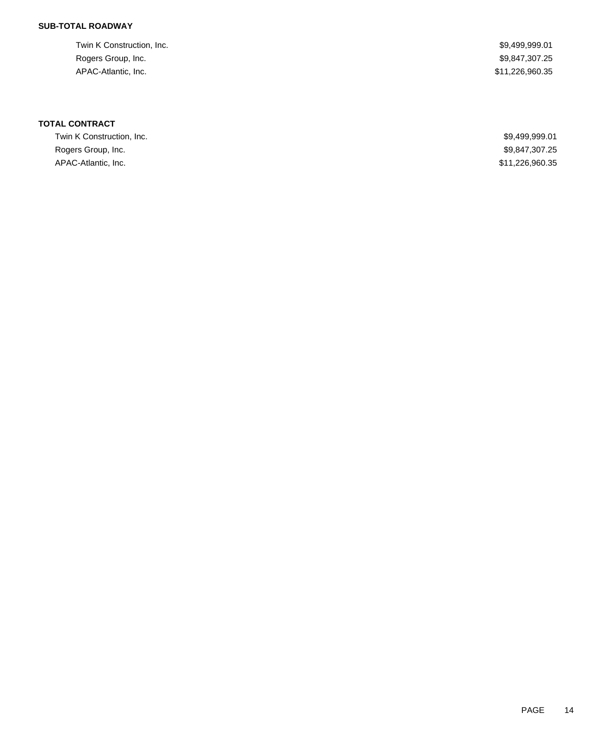**SUB-TOTAL ROADWAY**

| | |
|---|---|
| Twin K Construction, Inc. | $9,499,999.01 |
| Rogers Group, Inc. | $9,847,307.25 |
| APAC-Atlantic, Inc. | $11,226,960.35 |

**TOTAL CONTRACT**

| | |
|---|---|
| Twin K Construction, Inc. | $9,499,999.01 |
| Rogers Group, Inc. | $9,847,307.25 |
| APAC-Atlantic, Inc. | $11,226,960.35 |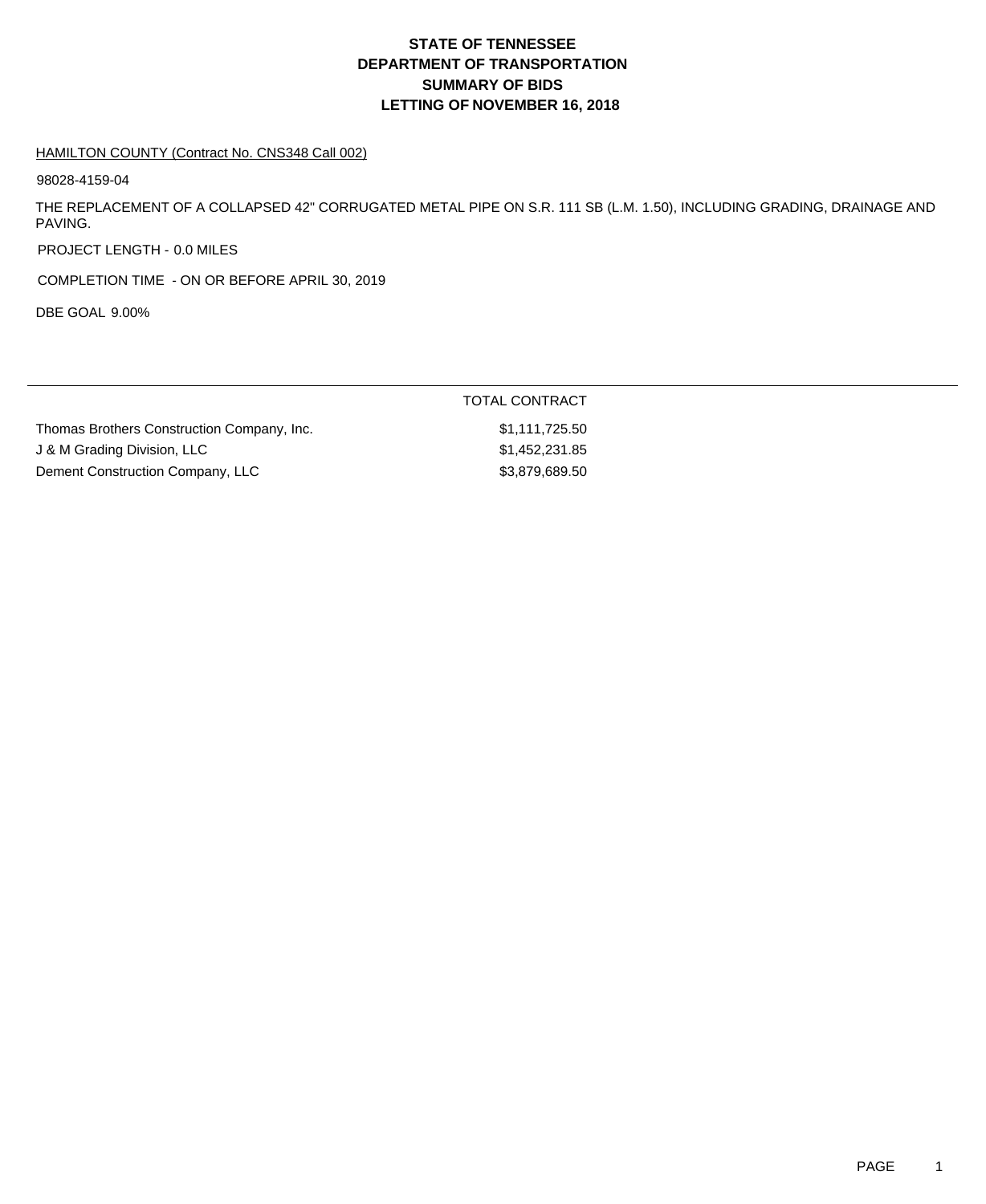# STATE OF TENNESSEE
# DEPARTMENT OF TRANSPORTATION
# SUMMARY OF BIDS
# LETTING OF NOVEMBER 16, 2018

HAMILTON COUNTY (Contract No. CNS348 Call 002)

98028-4159-04

THE REPLACEMENT OF A COLLAPSED 42" CORRUGATED METAL PIPE ON S.R. 111 SB (L.M. 1.50), INCLUDING GRADING, DRAINAGE AND PAVING.

PROJECT LENGTH - 0.0 MILES

COMPLETION TIME - ON OR BEFORE APRIL 30, 2019

DBE GOAL 9.00%

| | TOTAL CONTRACT |
|---|---|
| Thomas Brothers Construction Company, Inc. | $1,111,725.50 |
| J & M Grading Division, LLC | $1,452,231.85 |
| Dement Construction Company, LLC | $3,879,689.50 |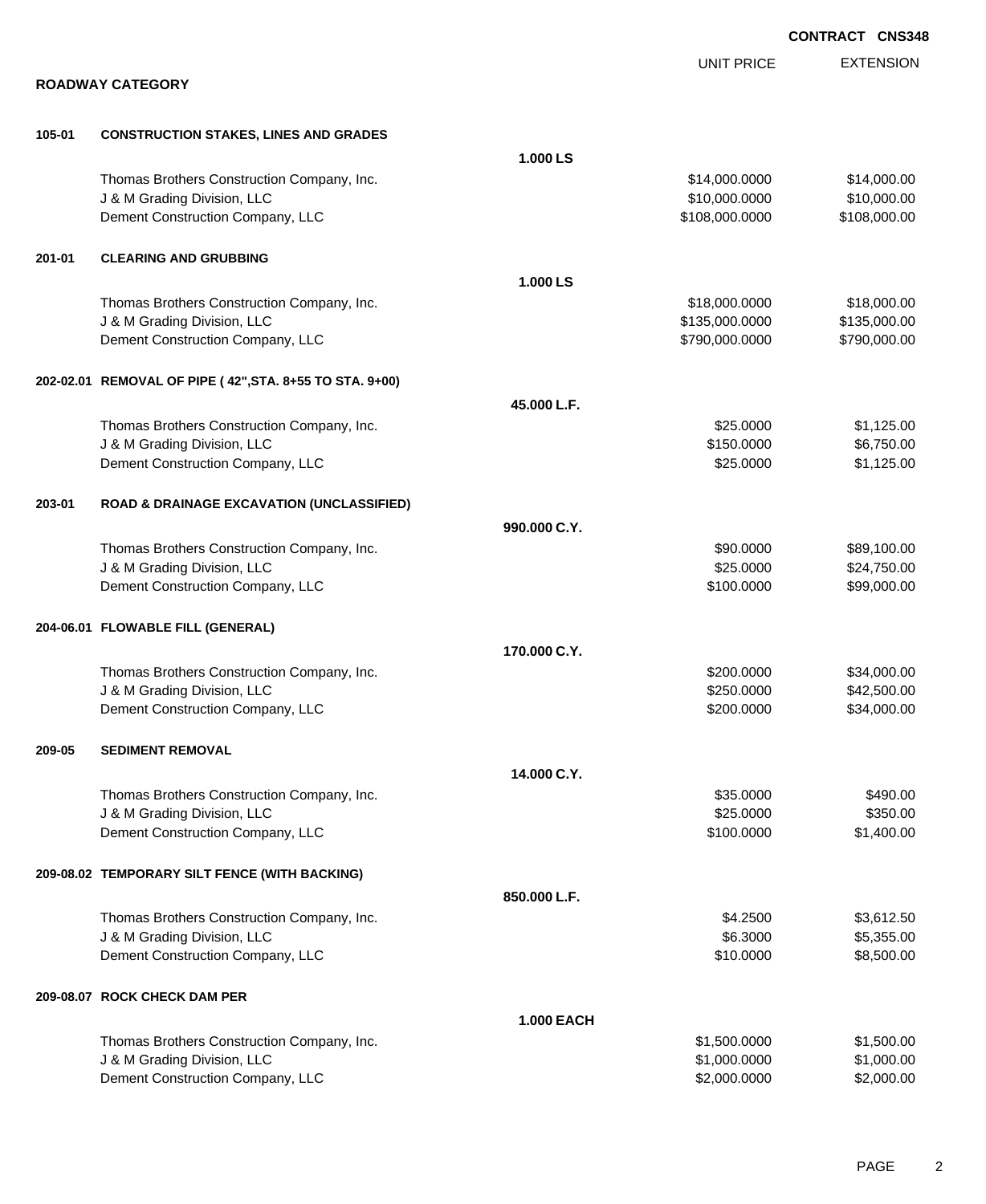**CONTRACT CNS348**

## ROADWAY CATEGORY

| | | | UNIT PRICE | EXTENSION |
|---|---|---|---|---|
| **105-01** | **CONSTRUCTION STAKES, LINES AND GRADES** | | | |
| | | **1.000 LS** | | |
| | Thomas Brothers Construction Company, Inc. | | $14,000.0000 | $14,000.00 |
| | J & M Grading Division, LLC | | $10,000.0000 | $10,000.00 |
| | Dement Construction Company, LLC | | $108,000.0000 | $108,000.00 |
| **201-01** | **CLEARING AND GRUBBING** | | | |
| | | **1.000 LS** | | |
| | Thomas Brothers Construction Company, Inc. | | $18,000.0000 | $18,000.00 |
| | J & M Grading Division, LLC | | $135,000.0000 | $135,000.00 |
| | Dement Construction Company, LLC | | $790,000.0000 | $790,000.00 |
| **202-02.01** | **REMOVAL OF PIPE ( 42",STA. 8+55 TO STA. 9+00)** | | | |
| | | **45.000 L.F.** | | |
| | Thomas Brothers Construction Company, Inc. | | $25.0000 | $1,125.00 |
| | J & M Grading Division, LLC | | $150.0000 | $6,750.00 |
| | Dement Construction Company, LLC | | $25.0000 | $1,125.00 |
| **203-01** | **ROAD & DRAINAGE EXCAVATION (UNCLASSIFIED)** | | | |
| | | **990.000 C.Y.** | | |
| | Thomas Brothers Construction Company, Inc. | | $90.0000 | $89,100.00 |
| | J & M Grading Division, LLC | | $25.0000 | $24,750.00 |
| | Dement Construction Company, LLC | | $100.0000 | $99,000.00 |
| **204-06.01** | **FLOWABLE FILL (GENERAL)** | | | |
| | | **170.000 C.Y.** | | |
| | Thomas Brothers Construction Company, Inc. | | $200.0000 | $34,000.00 |
| | J & M Grading Division, LLC | | $250.0000 | $42,500.00 |
| | Dement Construction Company, LLC | | $200.0000 | $34,000.00 |
| **209-05** | **SEDIMENT REMOVAL** | | | |
| | | **14.000 C.Y.** | | |
| | Thomas Brothers Construction Company, Inc. | | $35.0000 | $490.00 |
| | J & M Grading Division, LLC | | $25.0000 | $350.00 |
| | Dement Construction Company, LLC | | $100.0000 | $1,400.00 |
| **209-08.02** | **TEMPORARY SILT FENCE (WITH BACKING)** | | | |
| | | **850.000 L.F.** | | |
| | Thomas Brothers Construction Company, Inc. | | $4.2500 | $3,612.50 |
| | J & M Grading Division, LLC | | $6.3000 | $5,355.00 |
| | Dement Construction Company, LLC | | $10.0000 | $8,500.00 |
| **209-08.07** | **ROCK CHECK DAM PER** | | | |
| | | **1.000 EACH** | | |
| | Thomas Brothers Construction Company, Inc. | | $1,500.0000 | $1,500.00 |
| | J & M Grading Division, LLC | | $1,000.0000 | $1,000.00 |
| | Dement Construction Company, LLC | | $2,000.0000 | $2,000.00 |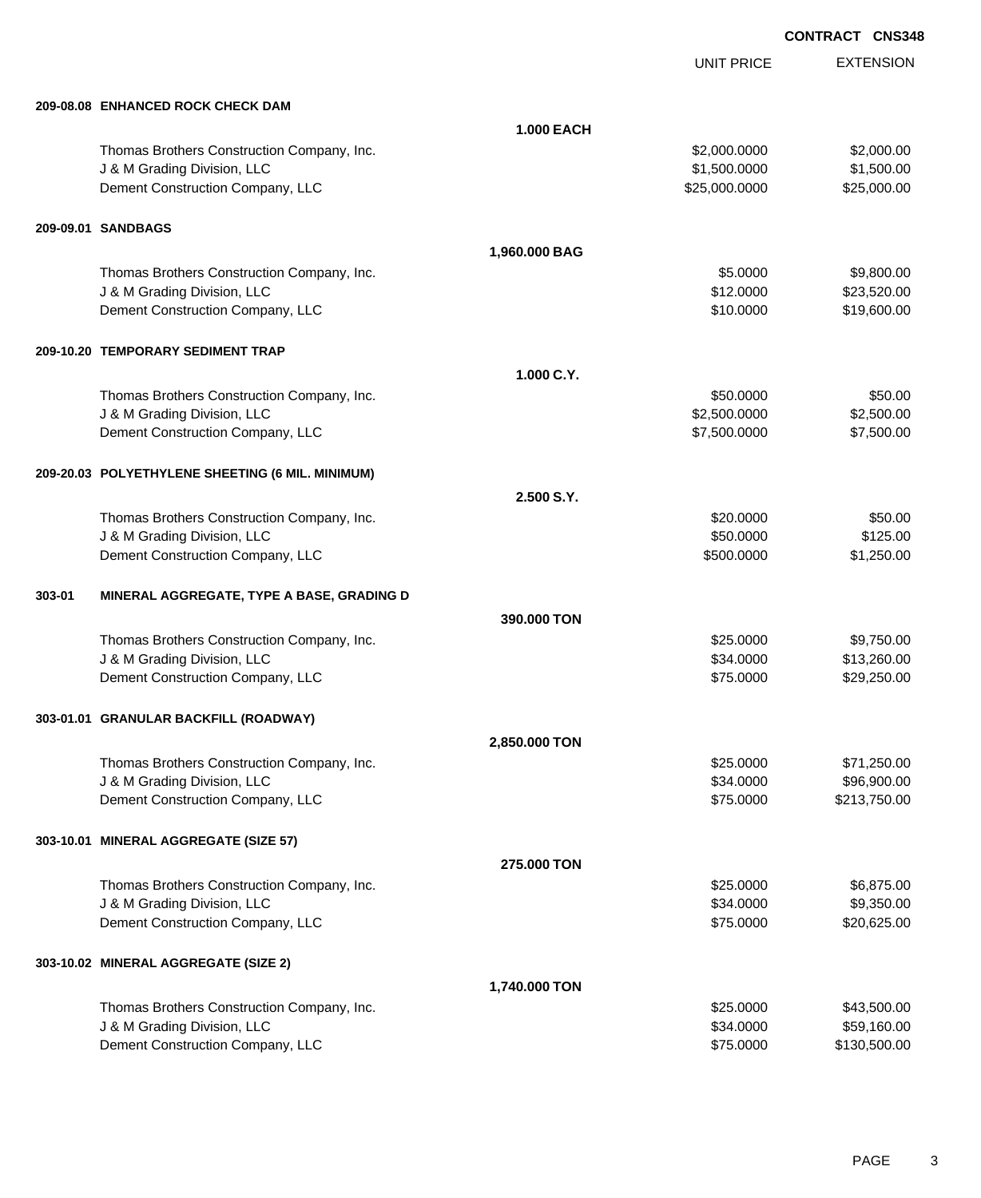**CONTRACT CNS348**

| | | UNIT PRICE | EXTENSION |
|---|---|---|---|
| **209-08.08 ENHANCED ROCK CHECK DAM** | | | |
| | **1.000 EACH** | | |
| Thomas Brothers Construction Company, Inc. | | $2,000.0000 | $2,000.00 |
| J & M Grading Division, LLC | | $1,500.0000 | $1,500.00 |
| Dement Construction Company, LLC | | $25,000.0000 | $25,000.00 |
| **209-09.01 SANDBAGS** | | | |
| | **1,960.000 BAG** | | |
| Thomas Brothers Construction Company, Inc. | | $5.0000 | $9,800.00 |
| J & M Grading Division, LLC | | $12.0000 | $23,520.00 |
| Dement Construction Company, LLC | | $10.0000 | $19,600.00 |
| **209-10.20 TEMPORARY SEDIMENT TRAP** | | | |
| | **1.000 C.Y.** | | |
| Thomas Brothers Construction Company, Inc. | | $50.0000 | $50.00 |
| J & M Grading Division, LLC | | $2,500.0000 | $2,500.00 |
| Dement Construction Company, LLC | | $7,500.0000 | $7,500.00 |
| **209-20.03 POLYETHYLENE SHEETING (6 MIL. MINIMUM)** | | | |
| | **2.500 S.Y.** | | |
| Thomas Brothers Construction Company, Inc. | | $20.0000 | $50.00 |
| J & M Grading Division, LLC | | $50.0000 | $125.00 |
| Dement Construction Company, LLC | | $500.0000 | $1,250.00 |
| **303-01 MINERAL AGGREGATE, TYPE A BASE, GRADING D** | | | |
| | **390.000 TON** | | |
| Thomas Brothers Construction Company, Inc. | | $25.0000 | $9,750.00 |
| J & M Grading Division, LLC | | $34.0000 | $13,260.00 |
| Dement Construction Company, LLC | | $75.0000 | $29,250.00 |
| **303-01.01 GRANULAR BACKFILL (ROADWAY)** | | | |
| | **2,850.000 TON** | | |
| Thomas Brothers Construction Company, Inc. | | $25.0000 | $71,250.00 |
| J & M Grading Division, LLC | | $34.0000 | $96,900.00 |
| Dement Construction Company, LLC | | $75.0000 | $213,750.00 |
| **303-10.01 MINERAL AGGREGATE (SIZE 57)** | | | |
| | **275.000 TON** | | |
| Thomas Brothers Construction Company, Inc. | | $25.0000 | $6,875.00 |
| J & M Grading Division, LLC | | $34.0000 | $9,350.00 |
| Dement Construction Company, LLC | | $75.0000 | $20,625.00 |
| **303-10.02 MINERAL AGGREGATE (SIZE 2)** | | | |
| | **1,740.000 TON** | | |
| Thomas Brothers Construction Company, Inc. | | $25.0000 | $43,500.00 |
| J & M Grading Division, LLC | | $34.0000 | $59,160.00 |
| Dement Construction Company, LLC | | $75.0000 | $130,500.00 |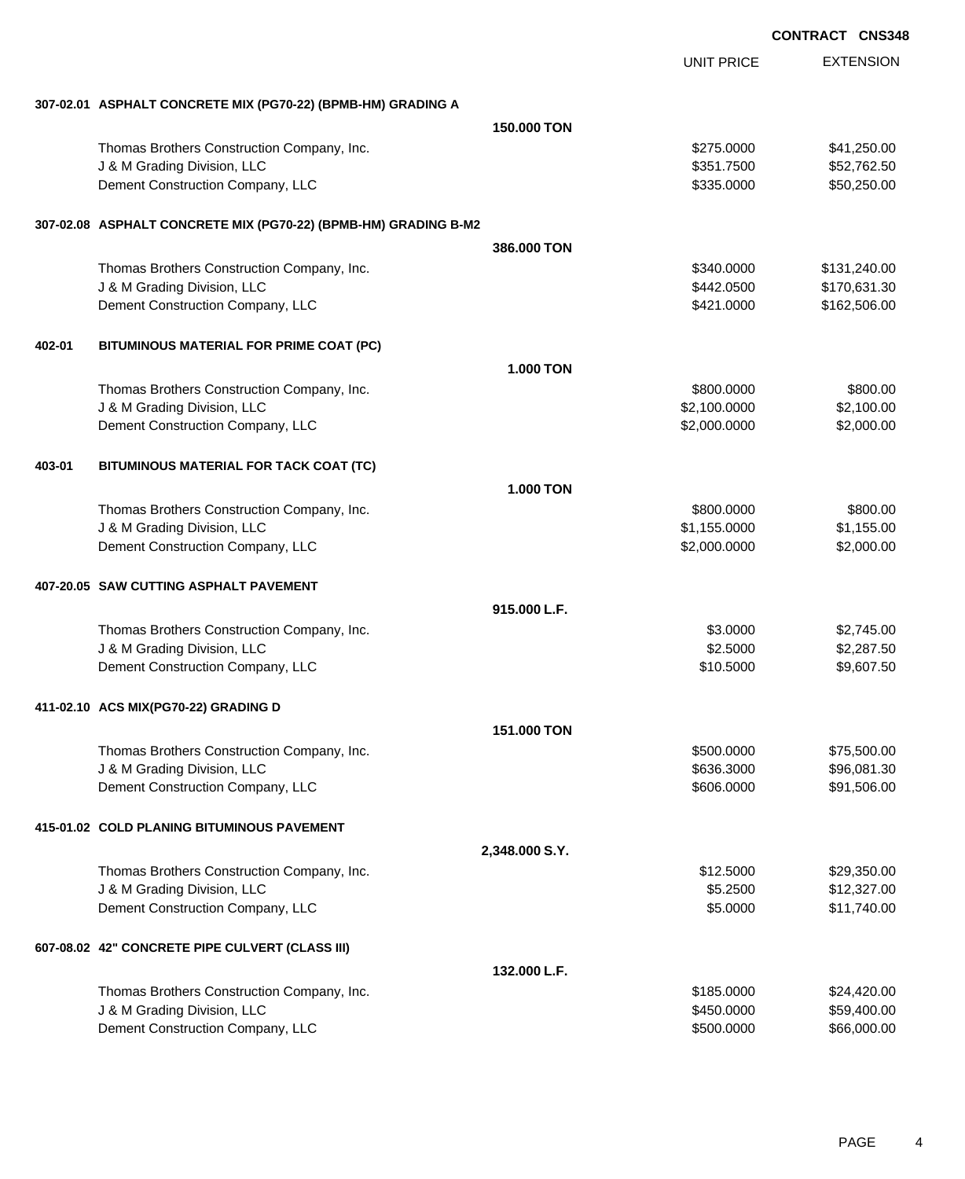**CONTRACT CNS348**

| | | UNIT PRICE | EXTENSION |
|---|---|---|---|
| **307-02.01 ASPHALT CONCRETE MIX (PG70-22) (BPMB-HM) GRADING A** | | | |
| | **150.000 TON** | | |
| Thomas Brothers Construction Company, Inc. | | $275.0000 | $41,250.00 |
| J & M Grading Division, LLC | | $351.7500 | $52,762.50 |
| Dement Construction Company, LLC | | $335.0000 | $50,250.00 |
| **307-02.08 ASPHALT CONCRETE MIX (PG70-22) (BPMB-HM) GRADING B-M2** | | | |
| | **386.000 TON** | | |
| Thomas Brothers Construction Company, Inc. | | $340.0000 | $131,240.00 |
| J & M Grading Division, LLC | | $442.0500 | $170,631.30 |
| Dement Construction Company, LLC | | $421.0000 | $162,506.00 |
| **402-01 BITUMINOUS MATERIAL FOR PRIME COAT (PC)** | | | |
| | **1.000 TON** | | |
| Thomas Brothers Construction Company, Inc. | | $800.0000 | $800.00 |
| J & M Grading Division, LLC | | $2,100.0000 | $2,100.00 |
| Dement Construction Company, LLC | | $2,000.0000 | $2,000.00 |
| **403-01 BITUMINOUS MATERIAL FOR TACK COAT (TC)** | | | |
| | **1.000 TON** | | |
| Thomas Brothers Construction Company, Inc. | | $800.0000 | $800.00 |
| J & M Grading Division, LLC | | $1,155.0000 | $1,155.00 |
| Dement Construction Company, LLC | | $2,000.0000 | $2,000.00 |
| **407-20.05 SAW CUTTING ASPHALT PAVEMENT** | | | |
| | **915.000 L.F.** | | |
| Thomas Brothers Construction Company, Inc. | | $3.0000 | $2,745.00 |
| J & M Grading Division, LLC | | $2.5000 | $2,287.50 |
| Dement Construction Company, LLC | | $10.5000 | $9,607.50 |
| **411-02.10 ACS MIX(PG70-22) GRADING D** | | | |
| | **151.000 TON** | | |
| Thomas Brothers Construction Company, Inc. | | $500.0000 | $75,500.00 |
| J & M Grading Division, LLC | | $636.3000 | $96,081.30 |
| Dement Construction Company, LLC | | $606.0000 | $91,506.00 |
| **415-01.02 COLD PLANING BITUMINOUS PAVEMENT** | | | |
| | **2,348.000 S.Y.** | | |
| Thomas Brothers Construction Company, Inc. | | $12.5000 | $29,350.00 |
| J & M Grading Division, LLC | | $5.2500 | $12,327.00 |
| Dement Construction Company, LLC | | $5.0000 | $11,740.00 |
| **607-08.02 42" CONCRETE PIPE CULVERT (CLASS III)** | | | |
| | **132.000 L.F.** | | |
| Thomas Brothers Construction Company, Inc. | | $185.0000 | $24,420.00 |
| J & M Grading Division, LLC | | $450.0000 | $59,400.00 |
| Dement Construction Company, LLC | | $500.0000 | $66,000.00 |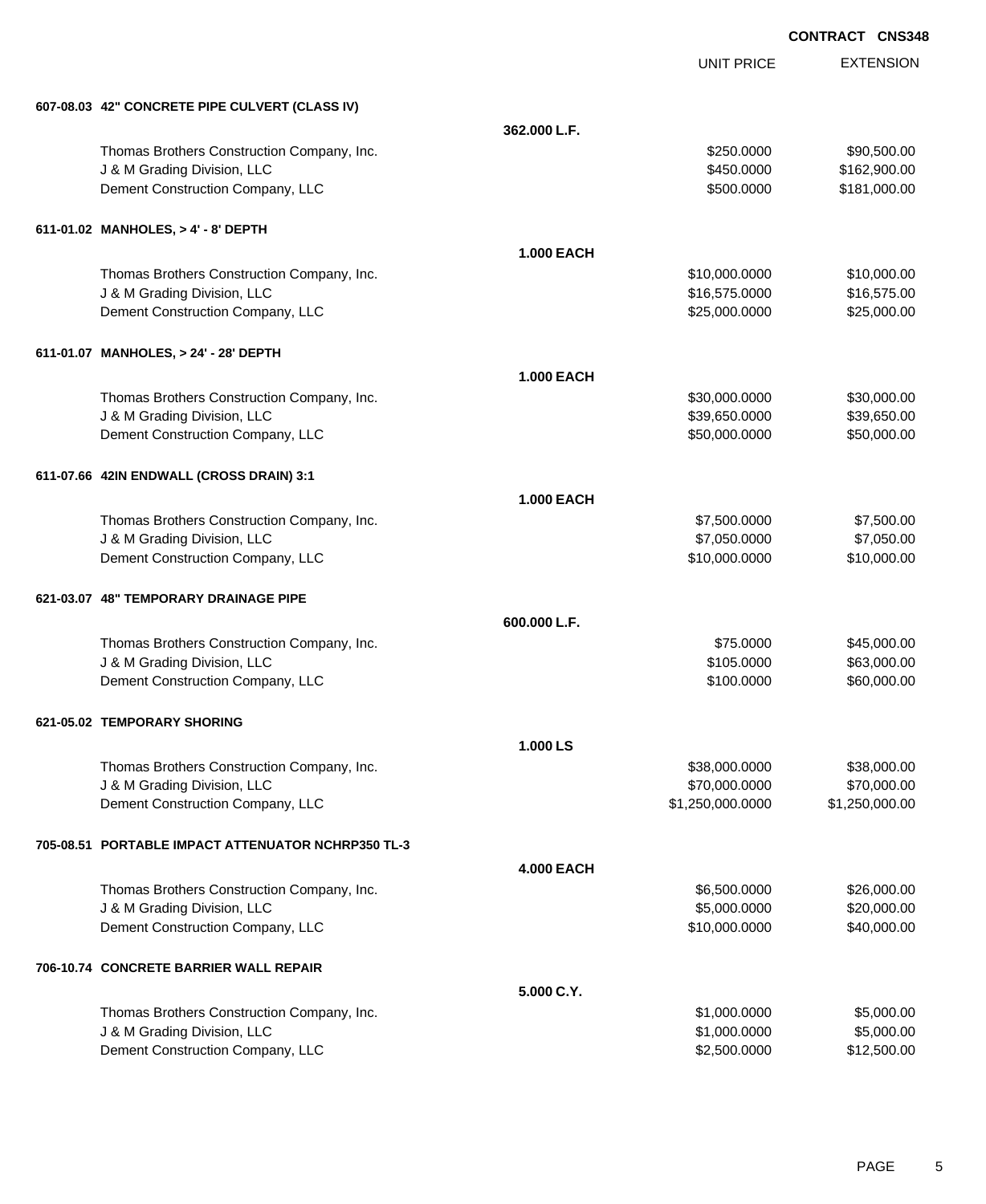**CONTRACT CNS348**

| | | UNIT PRICE | EXTENSION |
|---|---|---|---|
| **607-08.03 42" CONCRETE PIPE CULVERT (CLASS IV)** | | | |
| | **362.000 L.F.** | | |
| Thomas Brothers Construction Company, Inc. | | $250.0000 | $90,500.00 |
| J & M Grading Division, LLC | | $450.0000 | $162,900.00 |
| Dement Construction Company, LLC | | $500.0000 | $181,000.00 |
| **611-01.02 MANHOLES, > 4' - 8' DEPTH** | | | |
| | **1.000 EACH** | | |
| Thomas Brothers Construction Company, Inc. | | $10,000.0000 | $10,000.00 |
| J & M Grading Division, LLC | | $16,575.0000 | $16,575.00 |
| Dement Construction Company, LLC | | $25,000.0000 | $25,000.00 |
| **611-01.07 MANHOLES, > 24' - 28' DEPTH** | | | |
| | **1.000 EACH** | | |
| Thomas Brothers Construction Company, Inc. | | $30,000.0000 | $30,000.00 |
| J & M Grading Division, LLC | | $39,650.0000 | $39,650.00 |
| Dement Construction Company, LLC | | $50,000.0000 | $50,000.00 |
| **611-07.66 42IN ENDWALL (CROSS DRAIN) 3:1** | | | |
| | **1.000 EACH** | | |
| Thomas Brothers Construction Company, Inc. | | $7,500.0000 | $7,500.00 |
| J & M Grading Division, LLC | | $7,050.0000 | $7,050.00 |
| Dement Construction Company, LLC | | $10,000.0000 | $10,000.00 |
| **621-03.07 48" TEMPORARY DRAINAGE PIPE** | | | |
| | **600.000 L.F.** | | |
| Thomas Brothers Construction Company, Inc. | | $75.0000 | $45,000.00 |
| J & M Grading Division, LLC | | $105.0000 | $63,000.00 |
| Dement Construction Company, LLC | | $100.0000 | $60,000.00 |
| **621-05.02 TEMPORARY SHORING** | | | |
| | **1.000 LS** | | |
| Thomas Brothers Construction Company, Inc. | | $38,000.0000 | $38,000.00 |
| J & M Grading Division, LLC | | $70,000.0000 | $70,000.00 |
| Dement Construction Company, LLC | | $1,250,000.0000 | $1,250,000.00 |
| **705-08.51 PORTABLE IMPACT ATTENUATOR NCHRP350 TL-3** | | | |
| | **4.000 EACH** | | |
| Thomas Brothers Construction Company, Inc. | | $6,500.0000 | $26,000.00 |
| J & M Grading Division, LLC | | $5,000.0000 | $20,000.00 |
| Dement Construction Company, LLC | | $10,000.0000 | $40,000.00 |
| **706-10.74 CONCRETE BARRIER WALL REPAIR** | | | |
| | **5.000 C.Y.** | | |
| Thomas Brothers Construction Company, Inc. | | $1,000.0000 | $5,000.00 |
| J & M Grading Division, LLC | | $1,000.0000 | $5,000.00 |
| Dement Construction Company, LLC | | $2,500.0000 | $12,500.00 |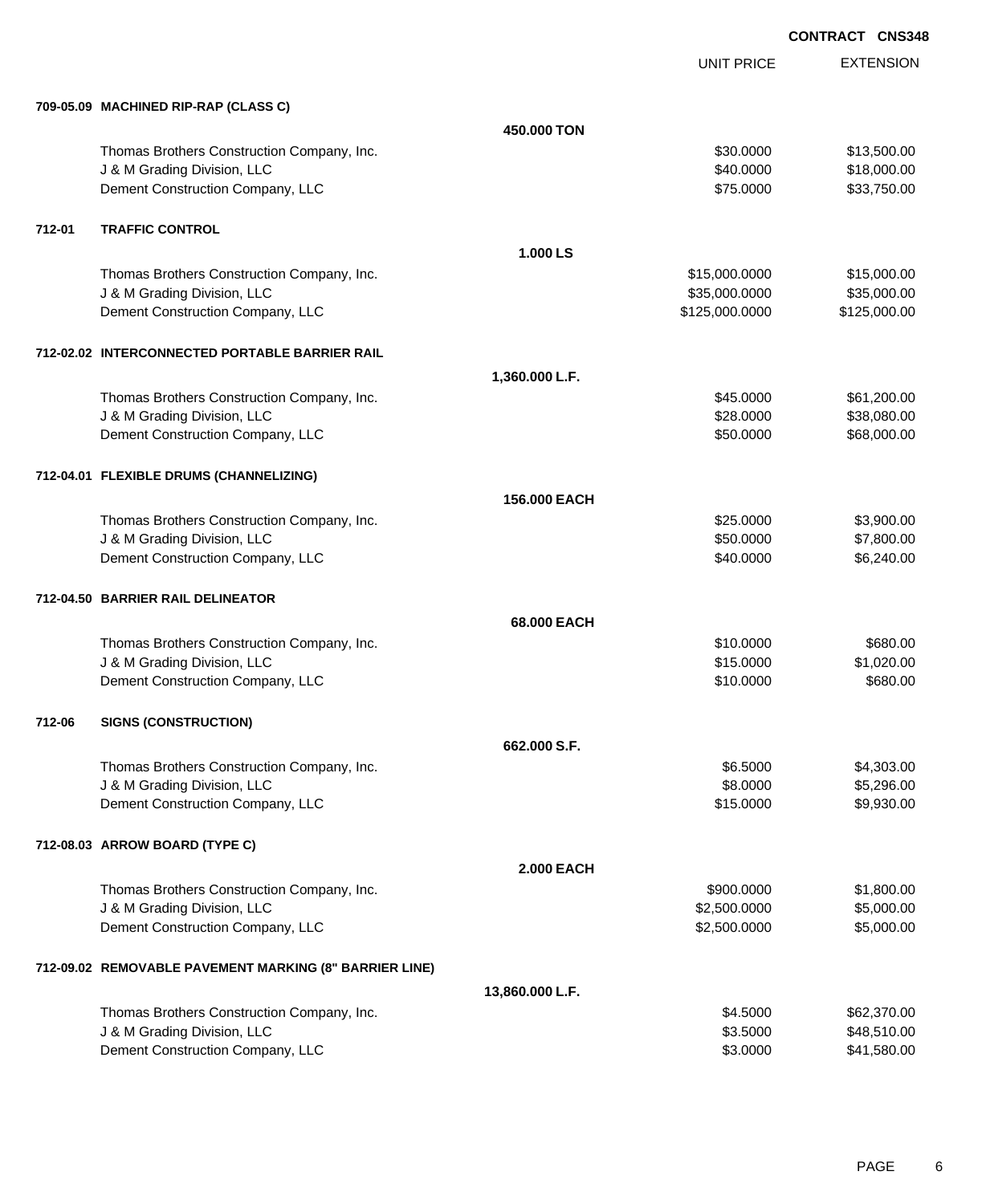**CONTRACT CNS348**

| | | UNIT PRICE | EXTENSION |
|---|---|---|---|
| **709-05.09 MACHINED RIP-RAP (CLASS C)** | | | |
| | **450.000 TON** | | |
| Thomas Brothers Construction Company, Inc. | | $30.0000 | $13,500.00 |
| J & M Grading Division, LLC | | $40.0000 | $18,000.00 |
| Dement Construction Company, LLC | | $75.0000 | $33,750.00 |
| **712-01 TRAFFIC CONTROL** | | | |
| | **1.000 LS** | | |
| Thomas Brothers Construction Company, Inc. | | $15,000.0000 | $15,000.00 |
| J & M Grading Division, LLC | | $35,000.0000 | $35,000.00 |
| Dement Construction Company, LLC | | $125,000.0000 | $125,000.00 |
| **712-02.02 INTERCONNECTED PORTABLE BARRIER RAIL** | | | |
| | **1,360.000 L.F.** | | |
| Thomas Brothers Construction Company, Inc. | | $45.0000 | $61,200.00 |
| J & M Grading Division, LLC | | $28.0000 | $38,080.00 |
| Dement Construction Company, LLC | | $50.0000 | $68,000.00 |
| **712-04.01 FLEXIBLE DRUMS (CHANNELIZING)** | | | |
| | **156.000 EACH** | | |
| Thomas Brothers Construction Company, Inc. | | $25.0000 | $3,900.00 |
| J & M Grading Division, LLC | | $50.0000 | $7,800.00 |
| Dement Construction Company, LLC | | $40.0000 | $6,240.00 |
| **712-04.50 BARRIER RAIL DELINEATOR** | | | |
| | **68.000 EACH** | | |
| Thomas Brothers Construction Company, Inc. | | $10.0000 | $680.00 |
| J & M Grading Division, LLC | | $15.0000 | $1,020.00 |
| Dement Construction Company, LLC | | $10.0000 | $680.00 |
| **712-06 SIGNS (CONSTRUCTION)** | | | |
| | **662.000 S.F.** | | |
| Thomas Brothers Construction Company, Inc. | | $6.5000 | $4,303.00 |
| J & M Grading Division, LLC | | $8.0000 | $5,296.00 |
| Dement Construction Company, LLC | | $15.0000 | $9,930.00 |
| **712-08.03 ARROW BOARD (TYPE C)** | | | |
| | **2.000 EACH** | | |
| Thomas Brothers Construction Company, Inc. | | $900.0000 | $1,800.00 |
| J & M Grading Division, LLC | | $2,500.0000 | $5,000.00 |
| Dement Construction Company, LLC | | $2,500.0000 | $5,000.00 |
| **712-09.02 REMOVABLE PAVEMENT MARKING (8" BARRIER LINE)** | | | |
| | **13,860.000 L.F.** | | |
| Thomas Brothers Construction Company, Inc. | | $4.5000 | $62,370.00 |
| J & M Grading Division, LLC | | $3.5000 | $48,510.00 |
| Dement Construction Company, LLC | | $3.0000 | $41,580.00 |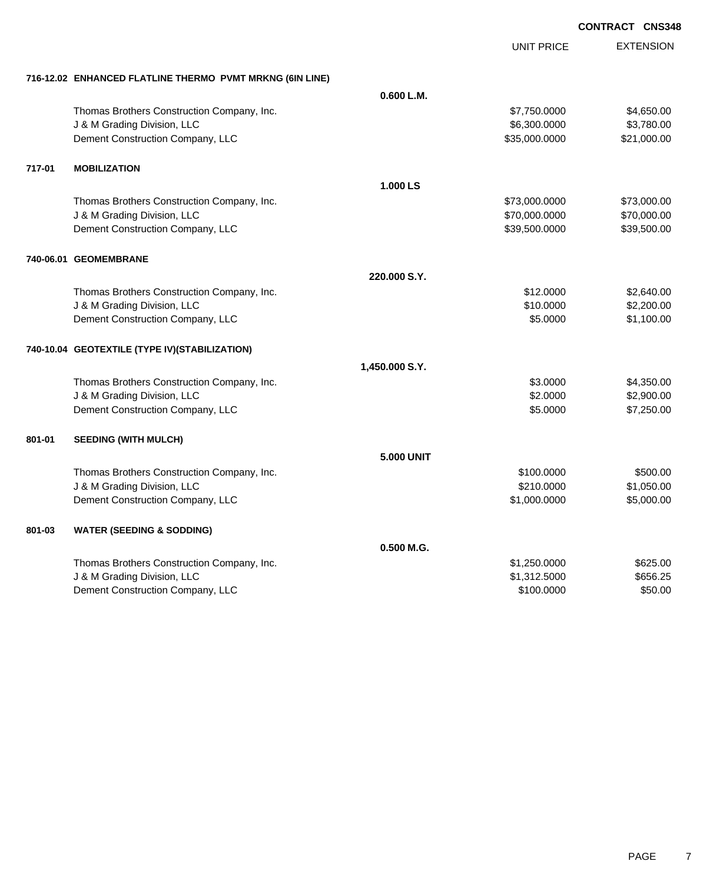**CONTRACT CNS348**

| | | | UNIT PRICE | EXTENSION |
|---|---|---|---|---|
| **716-12.02** | **ENHANCED FLATLINE THERMO PVMT MRKNG (6IN LINE)** | | | |
| | | **0.600 L.M.** | | |
| | Thomas Brothers Construction Company, Inc. | | $7,750.0000 | $4,650.00 |
| | J & M Grading Division, LLC | | $6,300.0000 | $3,780.00 |
| | Dement Construction Company, LLC | | $35,000.0000 | $21,000.00 |
| **717-01** | **MOBILIZATION** | | | |
| | | **1.000 LS** | | |
| | Thomas Brothers Construction Company, Inc. | | $73,000.0000 | $73,000.00 |
| | J & M Grading Division, LLC | | $70,000.0000 | $70,000.00 |
| | Dement Construction Company, LLC | | $39,500.0000 | $39,500.00 |
| **740-06.01** | **GEOMEMBRANE** | | | |
| | | **220.000 S.Y.** | | |
| | Thomas Brothers Construction Company, Inc. | | $12.0000 | $2,640.00 |
| | J & M Grading Division, LLC | | $10.0000 | $2,200.00 |
| | Dement Construction Company, LLC | | $5.0000 | $1,100.00 |
| **740-10.04** | **GEOTEXTILE (TYPE IV)(STABILIZATION)** | | | |
| | | **1,450.000 S.Y.** | | |
| | Thomas Brothers Construction Company, Inc. | | $3.0000 | $4,350.00 |
| | J & M Grading Division, LLC | | $2.0000 | $2,900.00 |
| | Dement Construction Company, LLC | | $5.0000 | $7,250.00 |
| **801-01** | **SEEDING (WITH MULCH)** | | | |
| | | **5.000 UNIT** | | |
| | Thomas Brothers Construction Company, Inc. | | $100.0000 | $500.00 |
| | J & M Grading Division, LLC | | $210.0000 | $1,050.00 |
| | Dement Construction Company, LLC | | $1,000.0000 | $5,000.00 |
| **801-03** | **WATER (SEEDING & SODDING)** | | | |
| | | **0.500 M.G.** | | |
| | Thomas Brothers Construction Company, Inc. | | $1,250.0000 | $625.00 |
| | J & M Grading Division, LLC | | $1,312.5000 | $656.25 |
| | Dement Construction Company, LLC | | $100.0000 | $50.00 |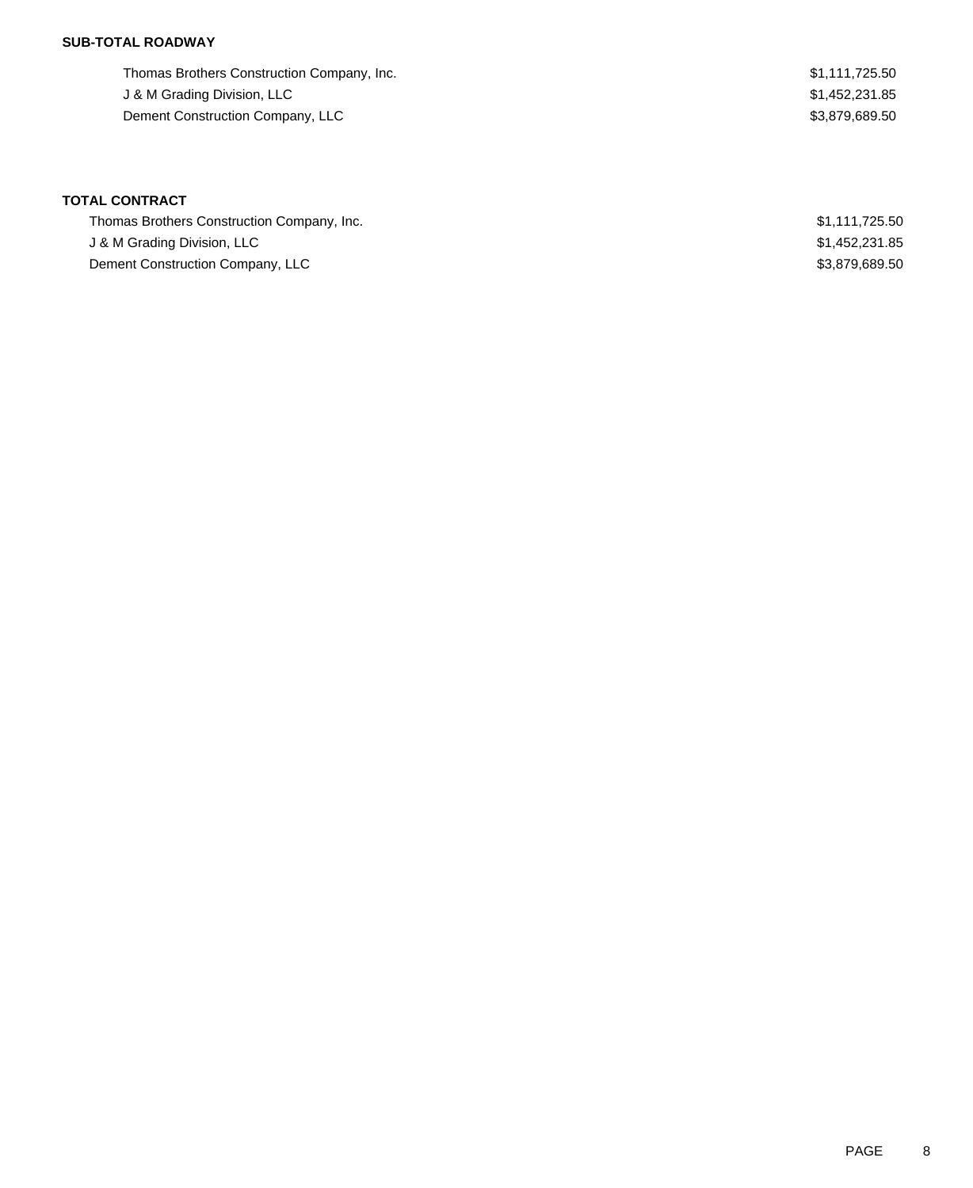**SUB-TOTAL ROADWAY**

| | |
|---|---|
| Thomas Brothers Construction Company, Inc. | $1,111,725.50 |
| J & M Grading Division, LLC | $1,452,231.85 |
| Dement Construction Company, LLC | $3,879,689.50 |

**TOTAL CONTRACT**

| | |
|---|---|
| Thomas Brothers Construction Company, Inc. | $1,111,725.50 |
| J & M Grading Division, LLC | $1,452,231.85 |
| Dement Construction Company, LLC | $3,879,689.50 |